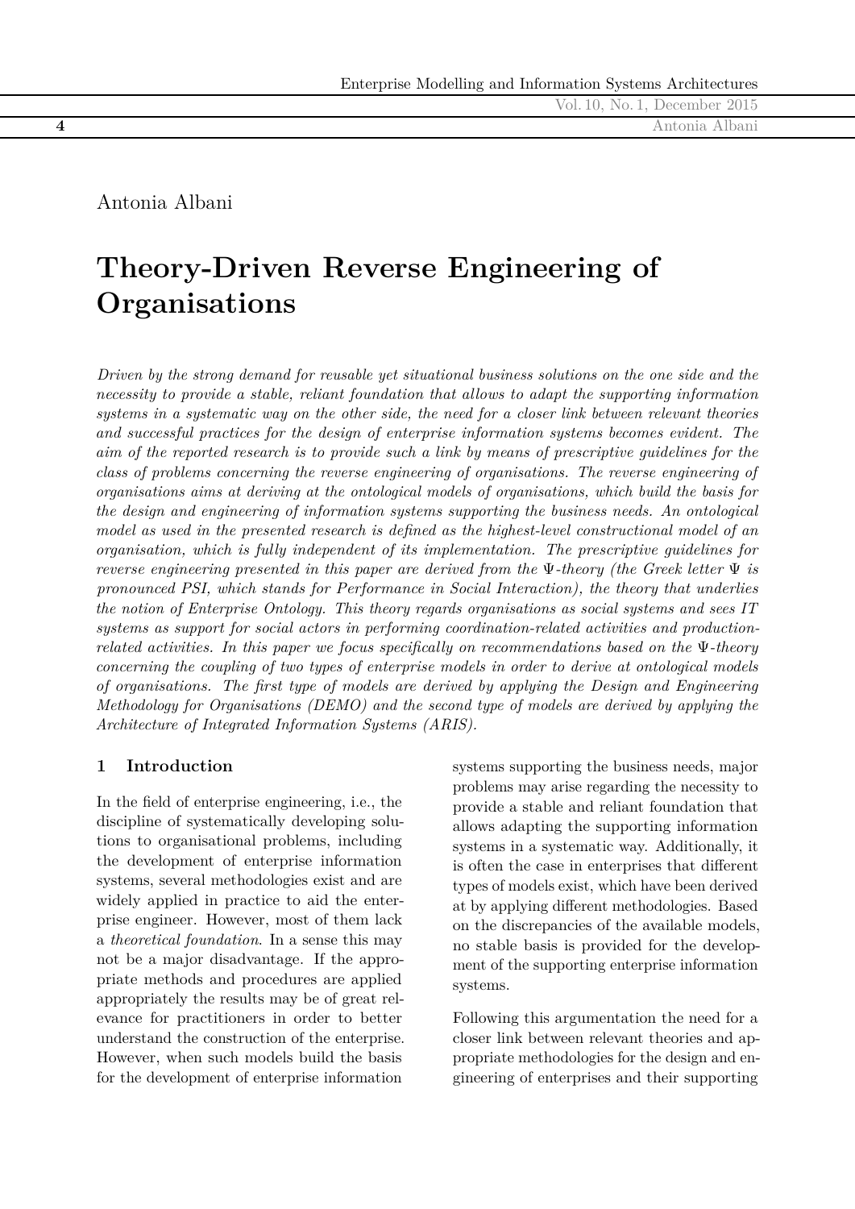Antonia Albani

# Theory-Driven Reverse Engineering of Organisations

*Driven by the strong demand for reusable yet situational business solutions on the one side and the necessity to provide a stable, reliant foundation that allows to adapt the supporting information systems in a systematic way on the other side, the need for a closer link between relevant theories and successful practices for the design of enterprise information systems becomes evident. The aim of the reported research is to provide such a link by means of prescriptive guidelines for the class of problems concerning the reverse engineering of organisations. The reverse engineering of organisations aims at deriving at the ontological models of organisations, which build the basis for the design and engineering of information systems supporting the business needs. An ontological model as used in the presented research is defined as the highest-level constructional model of an organisation, which is fully independent of its implementation. The prescriptive guidelines for reverse engineering presented in this paper are derived from the Ψ-theory (the Greek letter Ψ is pronounced PSI, which stands for Performance in Social Interaction), the theory that underlies the notion of Enterprise Ontology. This theory regards organisations as social systems and sees IT systems as support for social actors in performing coordination-related activities and production-related activities. In this paper we focus specifically on recommendations based on the Ψ-theory concerning the coupling of two types of enterprise models in order to derive at ontological models of organisations. The first type of models are derived by applying the Design and Engineering Methodology for Organisations (DEMO) and the second type of models are derived by applying the Architecture of Integrated Information Systems (ARIS).*

## 1 Introduction

In the field of enterprise engineering, i.e., the discipline of systematically developing solutions to organisational problems, including the development of enterprise information systems, several methodologies exist and are widely applied in practice to aid the enterprise engineer. However, most of them lack a *theoretical foundation*. In a sense this may not be a major disadvantage. If the appropriate methods and procedures are applied appropriately the results may be of great relevance for practitioners in order to better understand the construction of the enterprise. However, when such models build the basis for the development of enterprise information systems supporting the business needs, major problems may arise regarding the necessity to provide a stable and reliant foundation that allows adapting the supporting information systems in a systematic way. Additionally, it is often the case in enterprises that different types of models exist, which have been derived at by applying different methodologies. Based on the discrepancies of the available models, no stable basis is provided for the development of the supporting enterprise information systems.

Following this argumentation the need for a closer link between relevant theories and appropriate methodologies for the design and engineering of enterprises and their supporting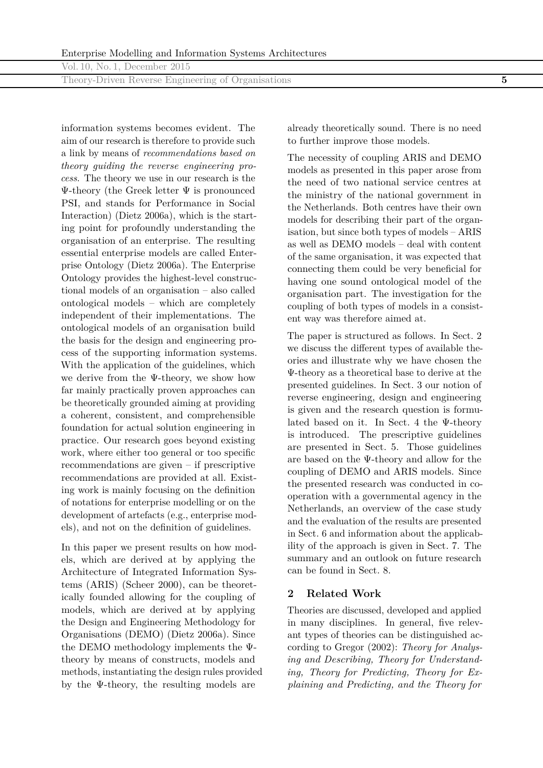information systems becomes evident. The aim of our research is therefore to provide such a link by means of *recommendations based on theory guiding the reverse engineering process*. The theory we use in our research is the Ψ-theory (the Greek letter Ψ is pronounced PSI, and stands for Performance in Social Interaction) (Dietz 2006a), which is the starting point for profoundly understanding the organisation of an enterprise. The resulting essential enterprise models are called Enterprise Ontology (Dietz 2006a). The Enterprise Ontology provides the highest-level constructional models of an organisation – also called ontological models – which are completely independent of their implementations. The ontological models of an organisation build the basis for the design and engineering process of the supporting information systems. With the application of the guidelines, which we derive from the Ψ-theory, we show how far mainly practically proven approaches can be theoretically grounded aiming at providing a coherent, consistent, and comprehensible foundation for actual solution engineering in practice. Our research goes beyond existing work, where either too general or too specific recommendations are given – if prescriptive recommendations are provided at all. Existing work is mainly focusing on the definition of notations for enterprise modelling or on the development of artefacts (e.g., enterprise models), and not on the definition of guidelines.

In this paper we present results on how models, which are derived at by applying the Architecture of Integrated Information Systems (ARIS) (Scheer 2000), can be theoretically founded allowing for the coupling of models, which are derived at by applying the Design and Engineering Methodology for Organisations (DEMO) (Dietz 2006a). Since the DEMO methodology implements the Ψ-theory by means of constructs, models and methods, instantiating the design rules provided by the Ψ-theory, the resulting models are already theoretically sound. There is no need to further improve those models.

The necessity of coupling ARIS and DEMO models as presented in this paper arose from the need of two national service centres at the ministry of the national government in the Netherlands. Both centres have their own models for describing their part of the organisation, but since both types of models – ARIS as well as DEMO models – deal with content of the same organisation, it was expected that connecting them could be very beneficial for having one sound ontological model of the organisation part. The investigation for the coupling of both types of models in a consistent way was therefore aimed at.

The paper is structured as follows. In Sect. 2 we discuss the different types of available theories and illustrate why we have chosen the Ψ-theory as a theoretical base to derive at the presented guidelines. In Sect. 3 our notion of reverse engineering, design and engineering is given and the research question is formulated based on it. In Sect. 4 the Ψ-theory is introduced. The prescriptive guidelines are presented in Sect. 5. Those guidelines are based on the Ψ-theory and allow for the coupling of DEMO and ARIS models. Since the presented research was conducted in cooperation with a governmental agency in the Netherlands, an overview of the case study and the evaluation of the results are presented in Sect. 6 and information about the applicability of the approach is given in Sect. 7. The summary and an outlook on future research can be found in Sect. 8.

## 2 Related Work

Theories are discussed, developed and applied in many disciplines. In general, five relevant types of theories can be distinguished according to Gregor (2002): *Theory for Analysing and Describing, Theory for Understanding, Theory for Predicting, Theory for Explaining and Predicting, and the Theory for*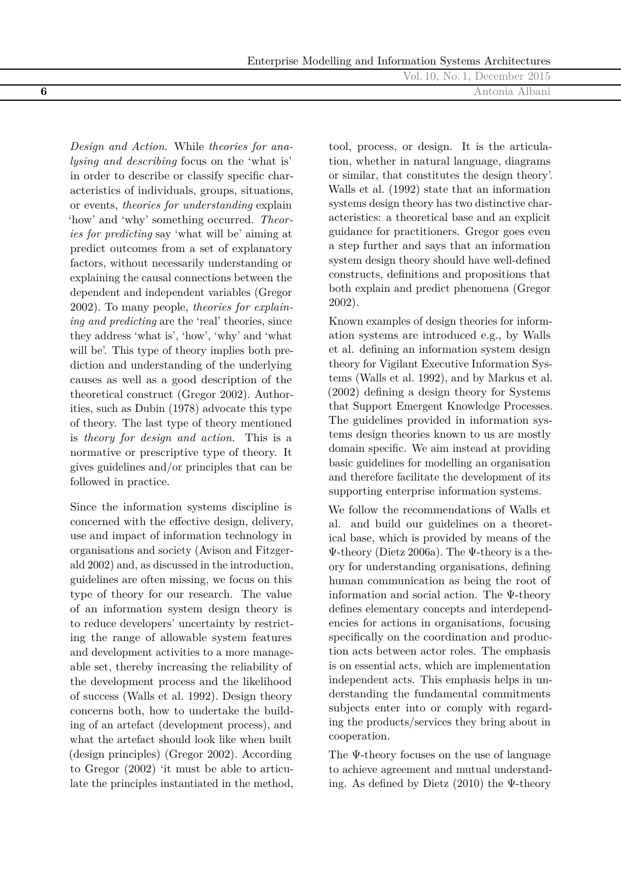*Design and Action*. While *theories for analysing and describing* focus on the 'what is' in order to describe or classify specific characteristics of individuals, groups, situations, or events, *theories for understanding* explain 'how' and 'why' something occurred. *Theories for predicting* say 'what will be' aiming at predict outcomes from a set of explanatory factors, without necessarily understanding or explaining the causal connections between the dependent and independent variables (Gregor 2002). To many people, *theories for explaining and predicting* are the 'real' theories, since they address 'what is', 'how', 'why' and 'what will be'. This type of theory implies both prediction and understanding of the underlying causes as well as a good description of the theoretical construct (Gregor 2002). Authorities, such as Dubin (1978) advocate this type of theory. The last type of theory mentioned is *theory for design and action*. This is a normative or prescriptive type of theory. It gives guidelines and/or principles that can be followed in practice.

Since the information systems discipline is concerned with the effective design, delivery, use and impact of information technology in organisations and society (Avison and Fitzgerald 2002) and, as discussed in the introduction, guidelines are often missing, we focus on this type of theory for our research. The value of an information system design theory is to reduce developers' uncertainty by restricting the range of allowable system features and development activities to a more manageable set, thereby increasing the reliability of the development process and the likelihood of success (Walls et al. 1992). Design theory concerns both, how to undertake the building of an artefact (development process), and what the artefact should look like when built (design principles) (Gregor 2002). According to Gregor (2002) 'it must be able to articulate the principles instantiated in the method, tool, process, or design. It is the articulation, whether in natural language, diagrams or similar, that constitutes the design theory'. Walls et al. (1992) state that an information systems design theory has two distinctive characteristics: a theoretical base and an explicit guidance for practitioners. Gregor goes even a step further and says that an information system design theory should have well-defined constructs, definitions and propositions that both explain and predict phenomena (Gregor 2002).

Known examples of design theories for information systems are introduced e.g., by Walls et al. defining an information system design theory for Vigilant Executive Information Systems (Walls et al. 1992), and by Markus et al. (2002) defining a design theory for Systems that Support Emergent Knowledge Processes. The guidelines provided in information systems design theories known to us are mostly domain specific. We aim instead at providing basic guidelines for modelling an organisation and therefore facilitate the development of its supporting enterprise information systems.

We follow the recommendations of Walls et al. and build our guidelines on a theoretical base, which is provided by means of the Ψ-theory (Dietz 2006a). The Ψ-theory is a theory for understanding organisations, defining human communication as being the root of information and social action. The Ψ-theory defines elementary concepts and interdependencies for actions in organisations, focusing specifically on the coordination and production acts between actor roles. The emphasis is on essential acts, which are implementation independent acts. This emphasis helps in understanding the fundamental commitments subjects enter into or comply with regarding the products/services they bring about in cooperation.

The Ψ-theory focuses on the use of language to achieve agreement and mutual understanding. As defined by Dietz (2010) the Ψ-theory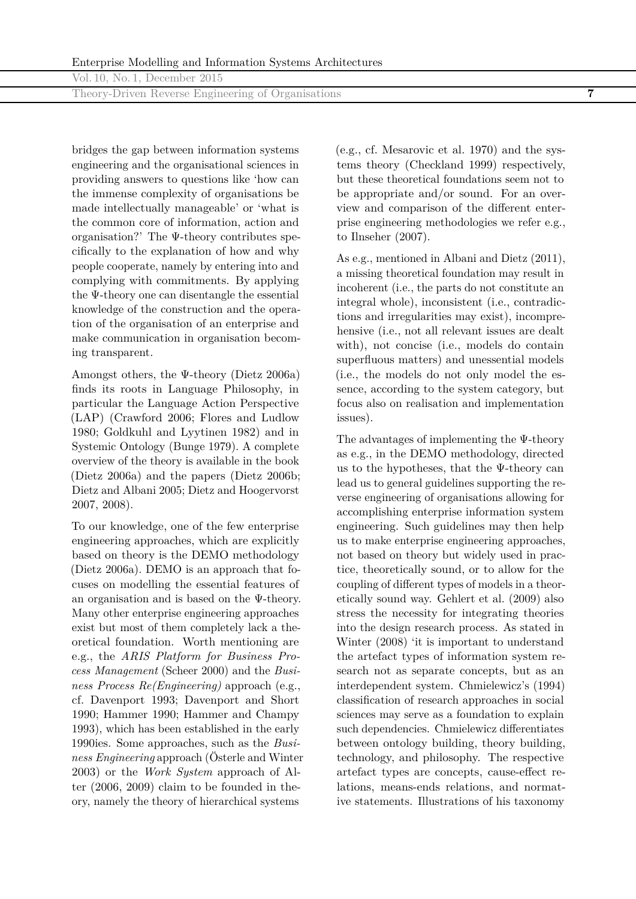bridges the gap between information systems engineering and the organisational sciences in providing answers to questions like 'how can the immense complexity of organisations be made intellectually manageable' or 'what is the common core of information, action and organisation?' The Ψ-theory contributes specifically to the explanation of how and why people cooperate, namely by entering into and complying with commitments. By applying the Ψ-theory one can disentangle the essential knowledge of the construction and the operation of the organisation of an enterprise and make communication in organisation becoming transparent.

Amongst others, the Ψ-theory (Dietz 2006a) finds its roots in Language Philosophy, in particular the Language Action Perspective (LAP) (Crawford 2006; Flores and Ludlow 1980; Goldkuhl and Lyytinen 1982) and in Systemic Ontology (Bunge 1979). A complete overview of the theory is available in the book (Dietz 2006a) and the papers (Dietz 2006b; Dietz and Albani 2005; Dietz and Hoogervorst 2007, 2008).

To our knowledge, one of the few enterprise engineering approaches, which are explicitly based on theory is the DEMO methodology (Dietz 2006a). DEMO is an approach that focuses on modelling the essential features of an organisation and is based on the Ψ-theory. Many other enterprise engineering approaches exist but most of them completely lack a theoretical foundation. Worth mentioning are e.g., the *ARIS Platform for Business Process Management* (Scheer 2000) and the *Business Process Re(Engineering)* approach (e.g., cf. Davenport 1993; Davenport and Short 1990; Hammer 1990; Hammer and Champy 1993), which has been established in the early 1990ies. Some approaches, such as the *Business Engineering* approach (Österle and Winter 2003) or the *Work System* approach of Alter (2006, 2009) claim to be founded in theory, namely the theory of hierarchical systems (e.g., cf. Mesarovic et al. 1970) and the systems theory (Checkland 1999) respectively, but these theoretical foundations seem not to be appropriate and/or sound. For an overview and comparison of the different enterprise engineering methodologies we refer e.g., to Ilnseher (2007).

As e.g., mentioned in Albani and Dietz (2011), a missing theoretical foundation may result in incoherent (i.e., the parts do not constitute an integral whole), inconsistent (i.e., contradictions and irregularities may exist), incomprehensive (i.e., not all relevant issues are dealt with), not concise (i.e., models do contain superfluous matters) and unessential models (i.e., the models do not only model the essence, according to the system category, but focus also on realisation and implementation issues).

The advantages of implementing the Ψ-theory as e.g., in the DEMO methodology, directed us to the hypotheses, that the Ψ-theory can lead us to general guidelines supporting the reverse engineering of organisations allowing for accomplishing enterprise information system engineering. Such guidelines may then help us to make enterprise engineering approaches, not based on theory but widely used in practice, theoretically sound, or to allow for the coupling of different types of models in a theoretically sound way. Gehlert et al. (2009) also stress the necessity for integrating theories into the design research process. As stated in Winter (2008) 'it is important to understand the artefact types of information system research not as separate concepts, but as an interdependent system. Chmielewicz's (1994) classification of research approaches in social sciences may serve as a foundation to explain such dependencies. Chmielewicz differentiates between ontology building, theory building, technology, and philosophy. The respective artefact types are concepts, cause-effect relations, means-ends relations, and normative statements. Illustrations of his taxonomy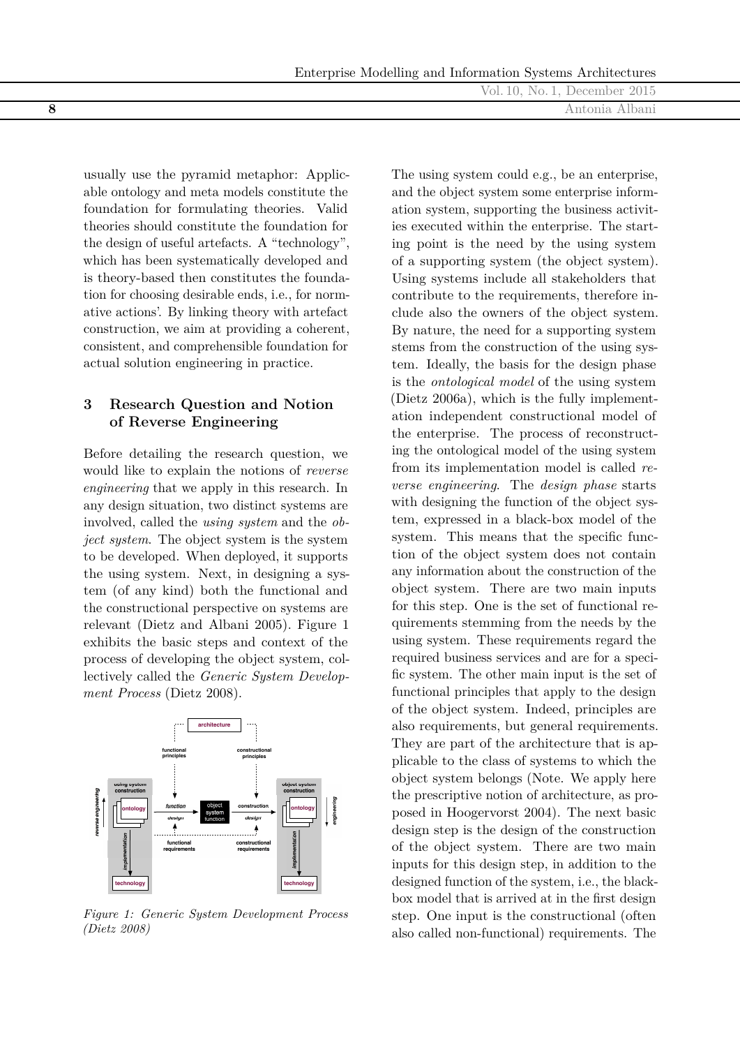usually use the pyramid metaphor: Applicable ontology and meta models constitute the foundation for formulating theories. Valid theories should constitute the foundation for the design of useful artefacts. A "technology", which has been systematically developed and is theory-based then constitutes the foundation for choosing desirable ends, i.e., for normative actions'. By linking theory with artefact construction, we aim at providing a coherent, consistent, and comprehensible foundation for actual solution engineering in practice.

## 3 Research Question and Notion of Reverse Engineering

Before detailing the research question, we would like to explain the notions of *reverse engineering* that we apply in this research. In any design situation, two distinct systems are involved, called the *using system* and the *object system*. The object system is the system to be developed. When deployed, it supports the using system. Next, in designing a system (of any kind) both the functional and the constructional perspective on systems are relevant (Dietz and Albani 2005). Figure 1 exhibits the basic steps and context of the process of developing the object system, collectively called the *Generic System Development Process* (Dietz 2008).

architecture

functional principles

constructional principles

using system construction

object system construction

reverse engineering

engineering

ontology

function design

object system function

construction design

ontology

implementation

functional requirements

constructional requirements

implementation

technology

technology

*Figure 1: Generic System Development Process (Dietz 2008)*

The using system could e.g., be an enterprise, and the object system some enterprise information system, supporting the business activities executed within the enterprise. The starting point is the need by the using system of a supporting system (the object system). Using systems include all stakeholders that contribute to the requirements, therefore include also the owners of the object system. By nature, the need for a supporting system stems from the construction of the using system. Ideally, the basis for the design phase is the *ontological model* of the using system (Dietz 2006a), which is the fully implementation independent constructional model of the enterprise. The process of reconstructing the ontological model of the using system from its implementation model is called *reverse engineering*. The *design phase* starts with designing the function of the object system, expressed in a black-box model of the system. This means that the specific function of the object system does not contain any information about the construction of the object system. There are two main inputs for this step. One is the set of functional requirements stemming from the needs by the using system. These requirements regard the required business services and are for a specific system. The other main input is the set of functional principles that apply to the design of the object system. Indeed, principles are also requirements, but general requirements. They are part of the architecture that is applicable to the class of systems to which the object system belongs (Note. We apply here the prescriptive notion of architecture, as proposed in Hoogervorst 2004). The next basic design step is the design of the construction of the object system. There are two main inputs for this design step, in addition to the designed function of the system, i.e., the black-box model that is arrived at in the first design step. One input is the constructional (often also called non-functional) requirements. The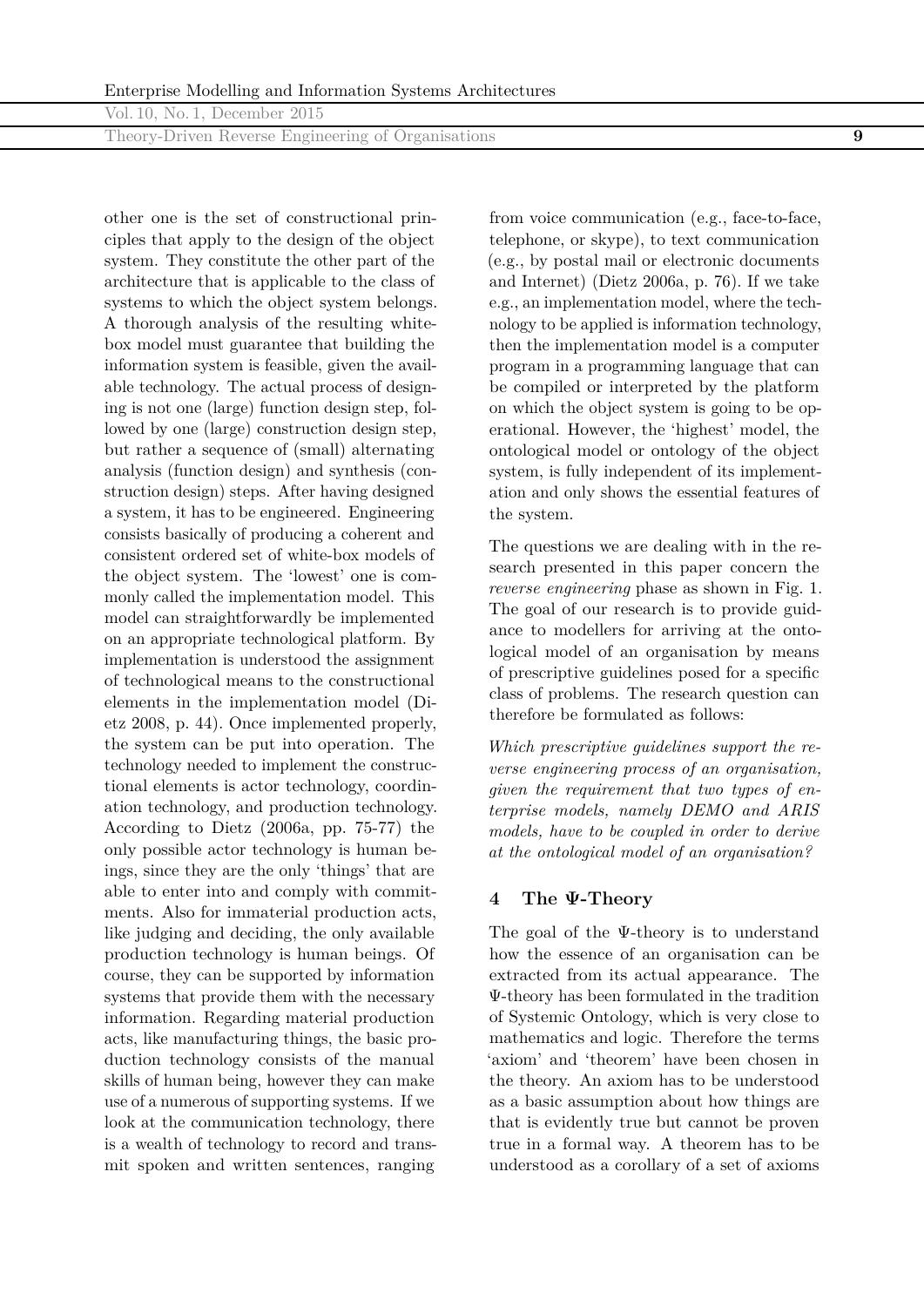other one is the set of constructional principles that apply to the design of the object system. They constitute the other part of the architecture that is applicable to the class of systems to which the object system belongs. A thorough analysis of the resulting white-box model must guarantee that building the information system is feasible, given the available technology. The actual process of designing is not one (large) function design step, followed by one (large) construction design step, but rather a sequence of (small) alternating analysis (function design) and synthesis (construction design) steps. After having designed a system, it has to be engineered. Engineering consists basically of producing a coherent and consistent ordered set of white-box models of the object system. The 'lowest' one is commonly called the implementation model. This model can straightforwardly be implemented on an appropriate technological platform. By implementation is understood the assignment of technological means to the constructional elements in the implementation model (Dietz 2008, p. 44). Once implemented properly, the system can be put into operation. The technology needed to implement the constructional elements is actor technology, coordination technology, and production technology. According to Dietz (2006a, pp. 75-77) the only possible actor technology is human beings, since they are the only 'things' that are able to enter into and comply with commitments. Also for immaterial production acts, like judging and deciding, the only available production technology is human beings. Of course, they can be supported by information systems that provide them with the necessary information. Regarding material production acts, like manufacturing things, the basic production technology consists of the manual skills of human being, however they can make use of a numerous of supporting systems. If we look at the communication technology, there is a wealth of technology to record and transmit spoken and written sentences, ranging from voice communication (e.g., face-to-face, telephone, or skype), to text communication (e.g., by postal mail or electronic documents and Internet) (Dietz 2006a, p. 76). If we take e.g., an implementation model, where the technology to be applied is information technology, then the implementation model is a computer program in a programming language that can be compiled or interpreted by the platform on which the object system is going to be operational. However, the 'highest' model, the ontological model or ontology of the object system, is fully independent of its implementation and only shows the essential features of the system.

The questions we are dealing with in the research presented in this paper concern the *reverse engineering* phase as shown in Fig. 1. The goal of our research is to provide guidance to modellers for arriving at the ontological model of an organisation by means of prescriptive guidelines posed for a specific class of problems. The research question can therefore be formulated as follows:

*Which prescriptive guidelines support the reverse engineering process of an organisation, given the requirement that two types of enterprise models, namely DEMO and ARIS models, have to be coupled in order to derive at the ontological model of an organisation?*

## 4 The Ψ-Theory

The goal of the Ψ-theory is to understand how the essence of an organisation can be extracted from its actual appearance. The Ψ-theory has been formulated in the tradition of Systemic Ontology, which is very close to mathematics and logic. Therefore the terms 'axiom' and 'theorem' have been chosen in the theory. An axiom has to be understood as a basic assumption about how things are that is evidently true but cannot be proven true in a formal way. A theorem has to be understood as a corollary of a set of axioms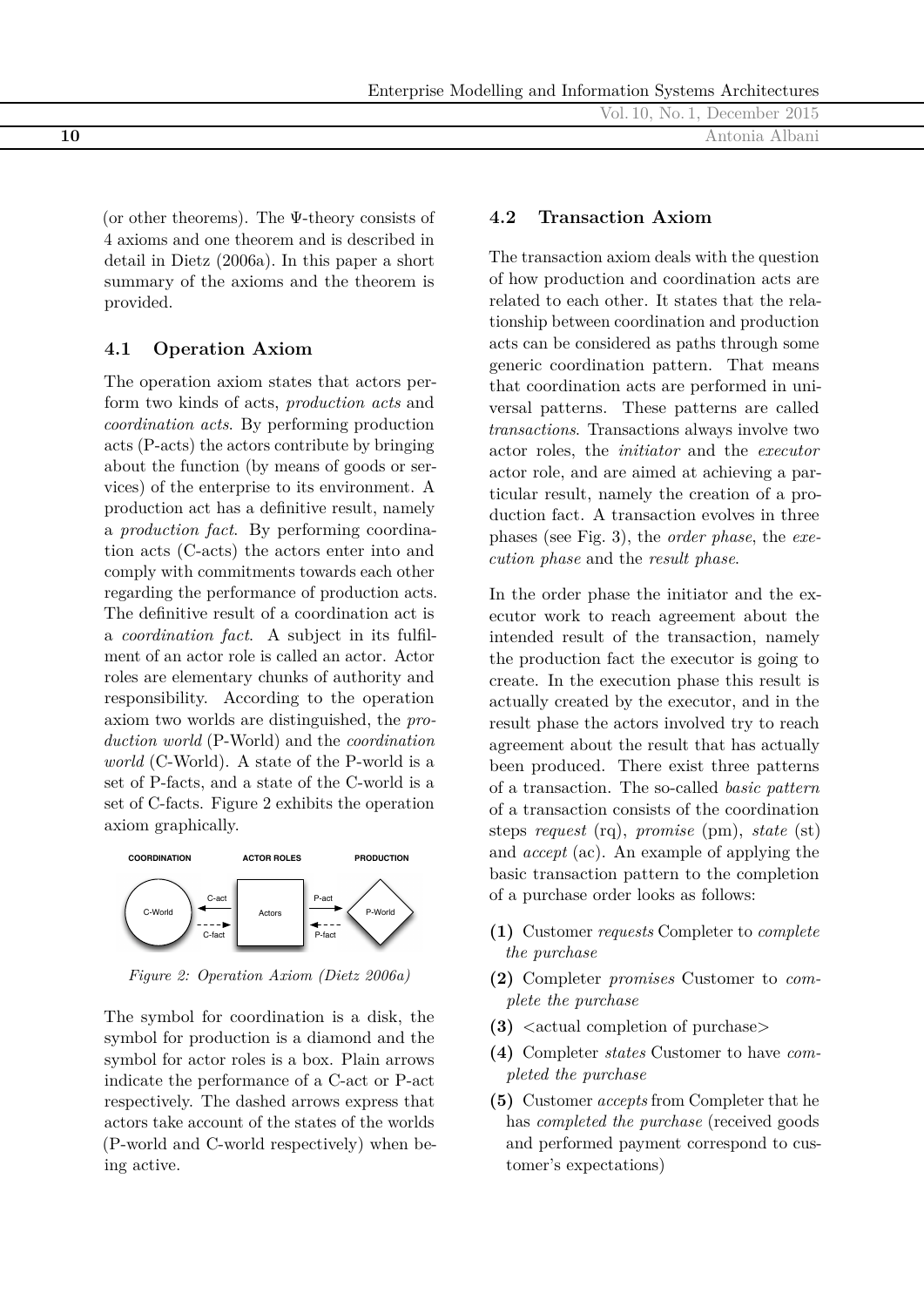(or other theorems). The Ψ-theory consists of 4 axioms and one theorem and is described in detail in Dietz (2006a). In this paper a short summary of the axioms and the theorem is provided.

### 4.1 Operation Axiom

The operation axiom states that actors perform two kinds of acts, *production acts* and *coordination acts*. By performing production acts (P-acts) the actors contribute by bringing about the function (by means of goods or services) of the enterprise to its environment. A production act has a definitive result, namely a *production fact*. By performing coordination acts (C-acts) the actors enter into and comply with commitments towards each other regarding the performance of production acts. The definitive result of a coordination act is a *coordination fact*. A subject in its fulfilment of an actor role is called an actor. Actor roles are elementary chunks of authority and responsibility. According to the operation axiom two worlds are distinguished, the *production world* (P-World) and the *coordination world* (C-World). A state of the P-world is a set of P-facts, and a state of the C-world is a set of C-facts. Figure 2 exhibits the operation axiom graphically.

COORDINATION
ACTOR ROLES
PRODUCTION
C-World
C-act
C-fact
Actors
P-act
P-fact
P-World

*Figure 2: Operation Axiom (Dietz 2006a)*

The symbol for coordination is a disk, the symbol for production is a diamond and the symbol for actor roles is a box. Plain arrows indicate the performance of a C-act or P-act respectively. The dashed arrows express that actors take account of the states of the worlds (P-world and C-world respectively) when being active.

### 4.2 Transaction Axiom

The transaction axiom deals with the question of how production and coordination acts are related to each other. It states that the relationship between coordination and production acts can be considered as paths through some generic coordination pattern. That means that coordination acts are performed in universal patterns. These patterns are called *transactions*. Transactions always involve two actor roles, the *initiator* and the *executor* actor role, and are aimed at achieving a particular result, namely the creation of a production fact. A transaction evolves in three phases (see Fig. 3), the *order phase*, the *execution phase* and the *result phase*.

In the order phase the initiator and the executor work to reach agreement about the intended result of the transaction, namely the production fact the executor is going to create. In the execution phase this result is actually created by the executor, and in the result phase the actors involved try to reach agreement about the result that has actually been produced. There exist three patterns of a transaction. The so-called *basic pattern* of a transaction consists of the coordination steps *request* (rq), *promise* (pm), *state* (st) and *accept* (ac). An example of applying the basic transaction pattern to the completion of a purchase order looks as follows:

**(1)** Customer *requests* Completer to *complete the purchase*

**(2)** Completer *promises* Customer to *complete the purchase*

**(3)** <actual completion of purchase>

**(4)** Completer *states* Customer to have *completed the purchase*

**(5)** Customer *accepts* from Completer that he has *completed the purchase* (received goods and performed payment correspond to customer's expectations)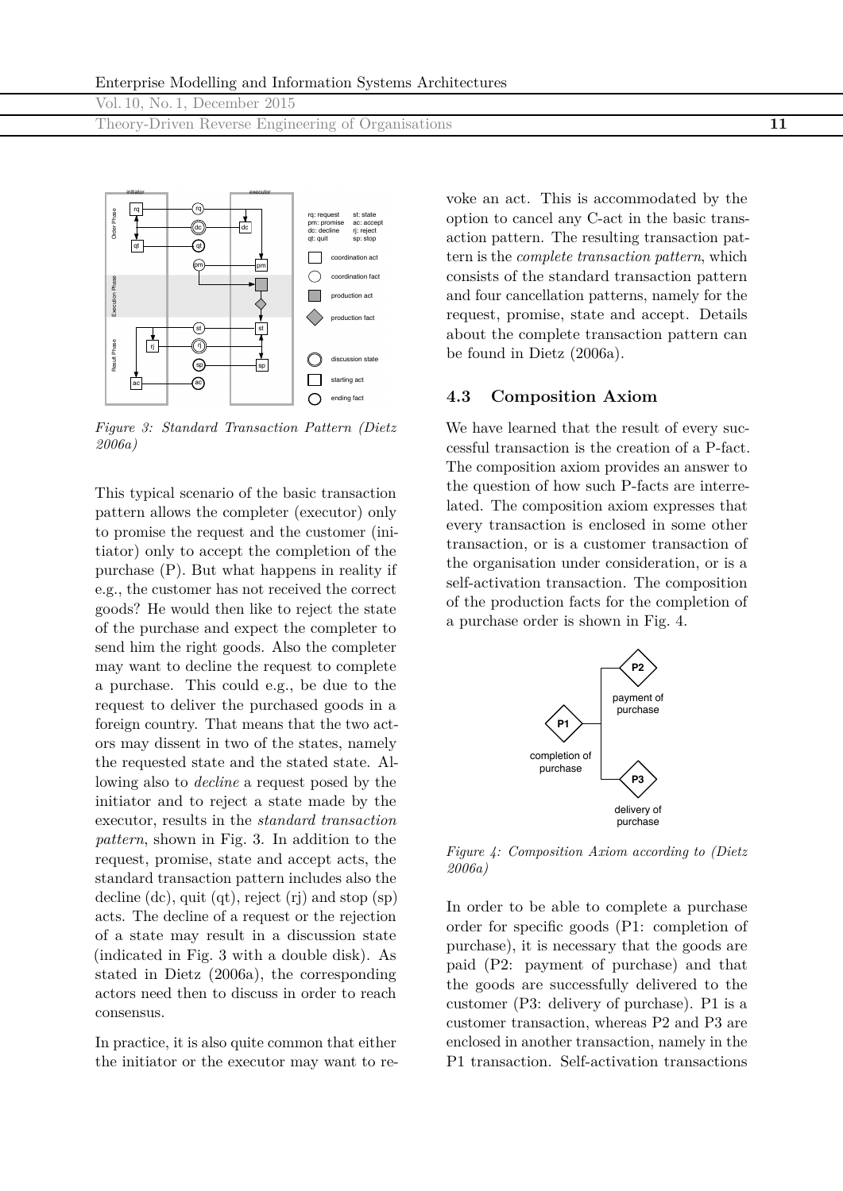initiator

executor

Order Phase

Execution Phase

Result Phase

rq

rq

dc

dc

qt

qt

pm

pm

st

st

rj

rj

sp

sp

ac

ac

rq: request
pm: promise
dc: decline
qt: quit

st: state
ac: accept
rj: reject
sp: stop

coordination act

coordination fact

production act

production fact

discussion state

starting act

ending fact

*Figure 3: Standard Transaction Pattern (Dietz 2006a)*

This typical scenario of the basic transaction pattern allows the completer (executor) only to promise the request and the customer (initiator) only to accept the completion of the purchase (P). But what happens in reality if e.g., the customer has not received the correct goods? He would then like to reject the state of the purchase and expect the completer to send him the right goods. Also the completer may want to decline the request to complete a purchase. This could e.g., be due to the request to deliver the purchased goods in a foreign country. That means that the two actors may dissent in two of the states, namely the requested state and the stated state. Allowing also to *decline* a request posed by the initiator and to reject a state made by the executor, results in the *standard transaction pattern*, shown in Fig. 3. In addition to the request, promise, state and accept acts, the standard transaction pattern includes also the decline (dc), quit (qt), reject (rj) and stop (sp) acts. The decline of a request or the rejection of a state may result in a discussion state (indicated in Fig. 3 with a double disk). As stated in Dietz (2006a), the corresponding actors need then to discuss in order to reach consensus.

In practice, it is also quite common that either the initiator or the executor may want to revoke an act. This is accommodated by the option to cancel any C-act in the basic transaction pattern. The resulting transaction pattern is the *complete transaction pattern*, which consists of the standard transaction pattern and four cancellation patterns, namely for the request, promise, state and accept. Details about the complete transaction pattern can be found in Dietz (2006a).

### 4.3 Composition Axiom

We have learned that the result of every successful transaction is the creation of a P-fact. The composition axiom provides an answer to the question of how such P-facts are interrelated. The composition axiom expresses that every transaction is enclosed in some other transaction, or is a customer transaction of the organisation under consideration, or is a self-activation transaction. The composition of the production facts for the completion of a purchase order is shown in Fig. 4.

P2

payment of purchase

P1

completion of purchase

P3

delivery of purchase

*Figure 4: Composition Axiom according to (Dietz 2006a)*

In order to be able to complete a purchase order for specific goods (P1: completion of purchase), it is necessary that the goods are paid (P2: payment of purchase) and that the goods are successfully delivered to the customer (P3: delivery of purchase). P1 is a customer transaction, whereas P2 and P3 are enclosed in another transaction, namely in the P1 transaction. Self-activation transactions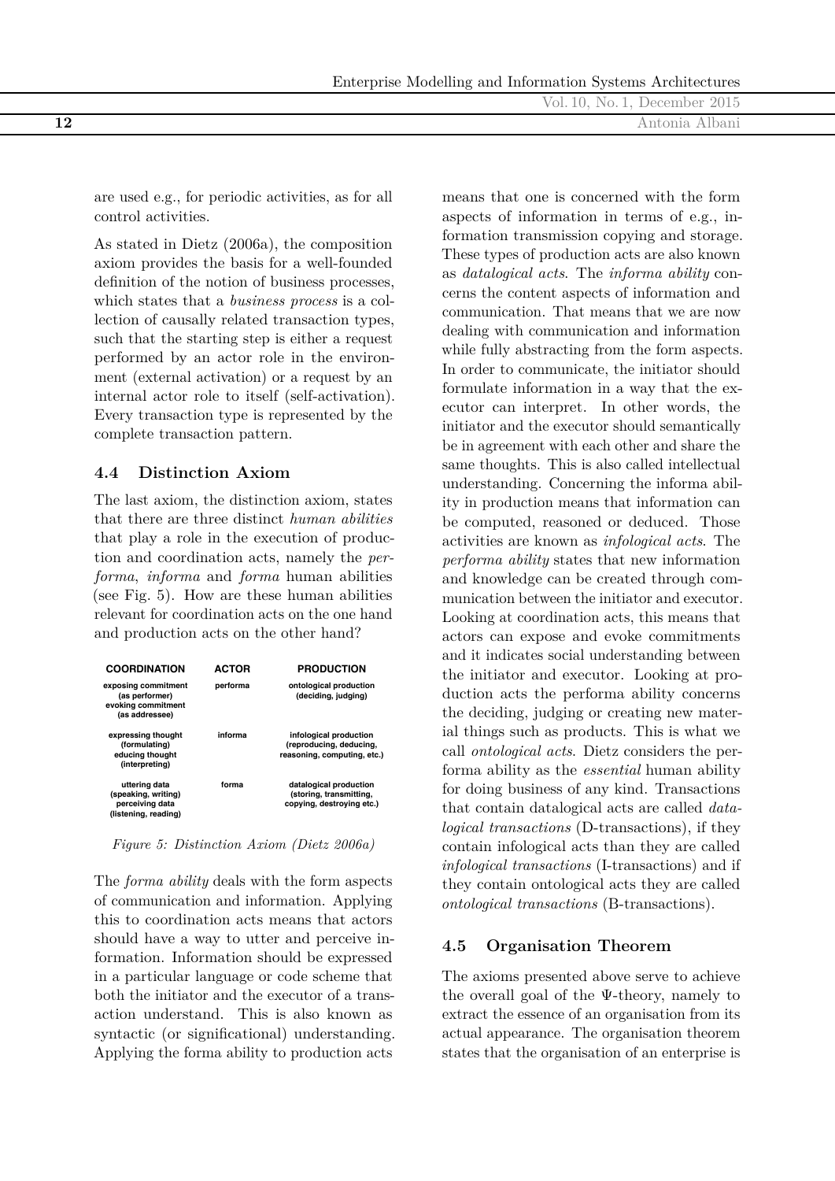are used e.g., for periodic activities, as for all control activities.

As stated in Dietz (2006a), the composition axiom provides the basis for a well-founded definition of the notion of business processes, which states that a *business process* is a collection of causally related transaction types, such that the starting step is either a request performed by an actor role in the environment (external activation) or a request by an internal actor role to itself (self-activation). Every transaction type is represented by the complete transaction pattern.

## 4.4 Distinction Axiom

The last axiom, the distinction axiom, states that there are three distinct *human abilities* that play a role in the execution of production and coordination acts, namely the *performa*, *informa* and *forma* human abilities (see Fig. 5). How are these human abilities relevant for coordination acts on the one hand and production acts on the other hand?

| COORDINATION | ACTOR | PRODUCTION |
| --- | --- | --- |
| exposing commitment (as performer) evoking commitment (as addressee) | performa | ontological production (deciding, judging) |
| expressing thought (formulating) educing thought (interpreting) | informa | infological production (reproducing, deducing, reasoning, computing, etc.) |
| uttering data (speaking, writing) perceiving data (listening, reading) | forma | datalogical production (storing, transmitting, copying, destroying etc.) |

*Figure 5: Distinction Axiom (Dietz 2006a)*

The *forma ability* deals with the form aspects of communication and information. Applying this to coordination acts means that actors should have a way to utter and perceive information. Information should be expressed in a particular language or code scheme that both the initiator and the executor of a transaction understand. This is also known as syntactic (or significational) understanding. Applying the forma ability to production acts means that one is concerned with the form aspects of information in terms of e.g., information transmission copying and storage. These types of production acts are also known as *datalogical acts*. The *informa ability* concerns the content aspects of information and communication. That means that we are now dealing with communication and information while fully abstracting from the form aspects. In order to communicate, the initiator should formulate information in a way that the executor can interpret. In other words, the initiator and the executor should semantically be in agreement with each other and share the same thoughts. This is also called intellectual understanding. Concerning the informa ability in production means that information can be computed, reasoned or deduced. Those activities are known as *infological acts*. The *performa ability* states that new information and knowledge can be created through communication between the initiator and executor. Looking at coordination acts, this means that actors can expose and evoke commitments and it indicates social understanding between the initiator and executor. Looking at production acts the performa ability concerns the deciding, judging or creating new material things such as products. This is what we call *ontological acts*. Dietz considers the performa ability as the *essential* human ability for doing business of any kind. Transactions that contain datalogical acts are called *datalogical transactions* (D-transactions), if they contain infological acts than they are called *infological transactions* (I-transactions) and if they contain ontological acts they are called *ontological transactions* (B-transactions).

## 4.5 Organisation Theorem

The axioms presented above serve to achieve the overall goal of the Ψ-theory, namely to extract the essence of an organisation from its actual appearance. The organisation theorem states that the organisation of an enterprise is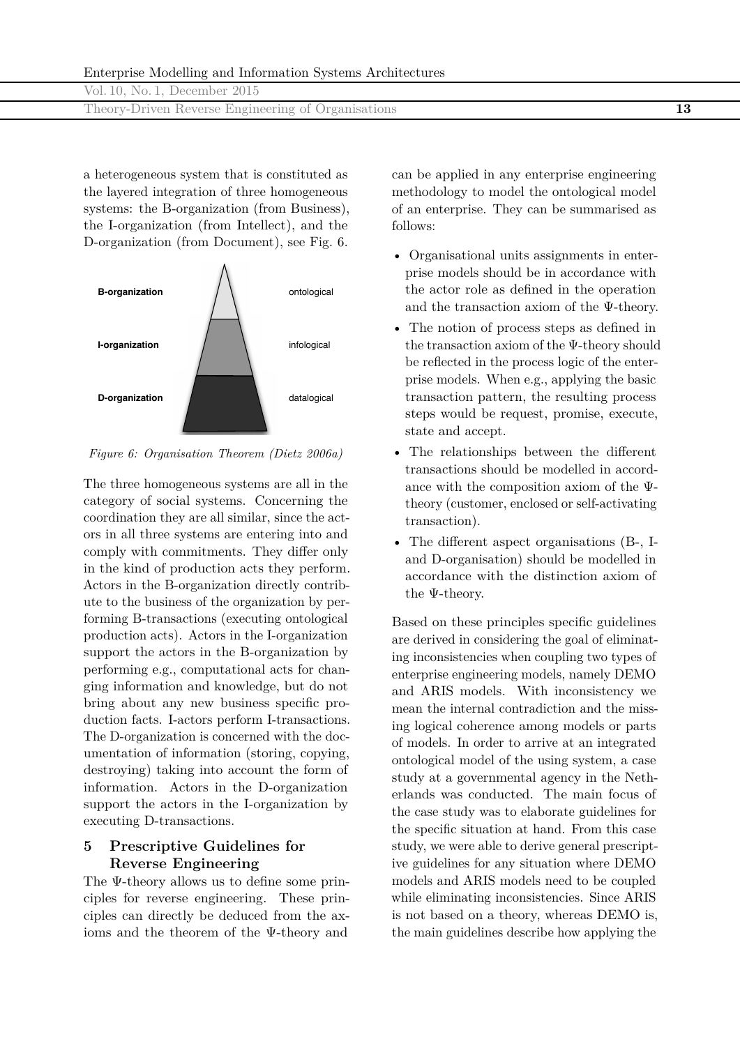a heterogeneous system that is constituted as the layered integration of three homogeneous systems: the B-organization (from Business), the I-organization (from Intellect), and the D-organization (from Document), see Fig. 6.

B-organization
ontological
I-organization
infological
D-organization
datalogical

*Figure 6: Organisation Theorem (Dietz 2006a)*

The three homogeneous systems are all in the category of social systems. Concerning the coordination they are all similar, since the actors in all three systems are entering into and comply with commitments. They differ only in the kind of production acts they perform. Actors in the B-organization directly contribute to the business of the organization by performing B-transactions (executing ontological production acts). Actors in the I-organization support the actors in the B-organization by performing e.g., computational acts for changing information and knowledge, but do not bring about any new business specific production facts. I-actors perform I-transactions. The D-organization is concerned with the documentation of information (storing, copying, destroying) taking into account the form of information. Actors in the D-organization support the actors in the I-organization by executing D-transactions.

## 5 Prescriptive Guidelines for Reverse Engineering

The Ψ-theory allows us to define some principles for reverse engineering. These principles can directly be deduced from the axioms and the theorem of the Ψ-theory and can be applied in any enterprise engineering methodology to model the ontological model of an enterprise. They can be summarised as follows:

- Organisational units assignments in enterprise models should be in accordance with the actor role as defined in the operation and the transaction axiom of the Ψ-theory.
- The notion of process steps as defined in the transaction axiom of the Ψ-theory should be reflected in the process logic of the enterprise models. When e.g., applying the basic transaction pattern, the resulting process steps would be request, promise, execute, state and accept.
- The relationships between the different transactions should be modelled in accordance with the composition axiom of the Ψ-theory (customer, enclosed or self-activating transaction).
- The different aspect organisations (B-, I- and D-organisation) should be modelled in accordance with the distinction axiom of the Ψ-theory.

Based on these principles specific guidelines are derived in considering the goal of eliminating inconsistencies when coupling two types of enterprise engineering models, namely DEMO and ARIS models. With inconsistency we mean the internal contradiction and the missing logical coherence among models or parts of models. In order to arrive at an integrated ontological model of the using system, a case study at a governmental agency in the Netherlands was conducted. The main focus of the case study was to elaborate guidelines for the specific situation at hand. From this case study, we were able to derive general prescriptive guidelines for any situation where DEMO models and ARIS models need to be coupled while eliminating inconsistencies. Since ARIS is not based on a theory, whereas DEMO is, the main guidelines describe how applying the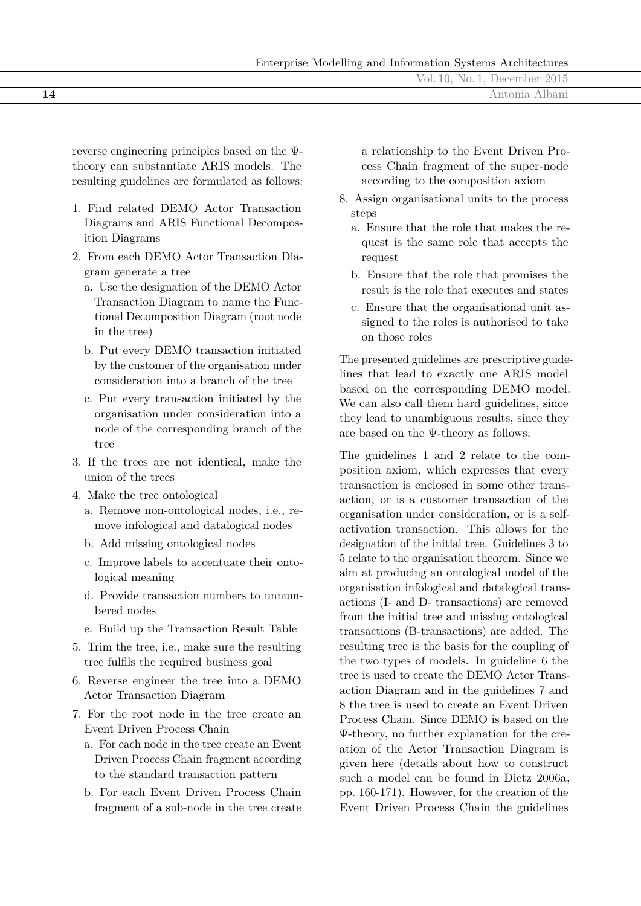reverse engineering principles based on the Ψ-theory can substantiate ARIS models. The resulting guidelines are formulated as follows:

1. Find related DEMO Actor Transaction Diagrams and ARIS Functional Decomposition Diagrams
2. From each DEMO Actor Transaction Diagram generate a tree
   a. Use the designation of the DEMO Actor Transaction Diagram to name the Functional Decomposition Diagram (root node in the tree)
   b. Put every DEMO transaction initiated by the customer of the organisation under consideration into a branch of the tree
   c. Put every transaction initiated by the organisation under consideration into a node of the corresponding branch of the tree
3. If the trees are not identical, make the union of the trees
4. Make the tree ontological
   a. Remove non-ontological nodes, i.e., remove infological and datalogical nodes
   b. Add missing ontological nodes
   c. Improve labels to accentuate their ontological meaning
   d. Provide transaction numbers to unnumbered nodes
   e. Build up the Transaction Result Table
5. Trim the tree, i.e., make sure the resulting tree fulfils the required business goal
6. Reverse engineer the tree into a DEMO Actor Transaction Diagram
7. For the root node in the tree create an Event Driven Process Chain
   a. For each node in the tree create an Event Driven Process Chain fragment according to the standard transaction pattern
   b. For each Event Driven Process Chain fragment of a sub-node in the tree create a relationship to the Event Driven Process Chain fragment of the super-node according to the composition axiom
8. Assign organisational units to the process steps
   a. Ensure that the role that makes the request is the same role that accepts the request
   b. Ensure that the role that promises the result is the role that executes and states
   c. Ensure that the organisational unit assigned to the roles is authorised to take on those roles

The presented guidelines are prescriptive guidelines that lead to exactly one ARIS model based on the corresponding DEMO model. We can also call them hard guidelines, since they lead to unambiguous results, since they are based on the Ψ-theory as follows:

The guidelines 1 and 2 relate to the composition axiom, which expresses that every transaction is enclosed in some other transaction, or is a customer transaction of the organisation under consideration, or is a self-activation transaction. This allows for the designation of the initial tree. Guidelines 3 to 5 relate to the organisation theorem. Since we aim at producing an ontological model of the organisation infological and datalogical transactions (I- and D- transactions) are removed from the initial tree and missing ontological transactions (B-transactions) are added. The resulting tree is the basis for the coupling of the two types of models. In guideline 6 the tree is used to create the DEMO Actor Transaction Diagram and in the guidelines 7 and 8 the tree is used to create an Event Driven Process Chain. Since DEMO is based on the Ψ-theory, no further explanation for the creation of the Actor Transaction Diagram is given here (details about how to construct such a model can be found in Dietz 2006a, pp. 160-171). However, for the creation of the Event Driven Process Chain the guidelines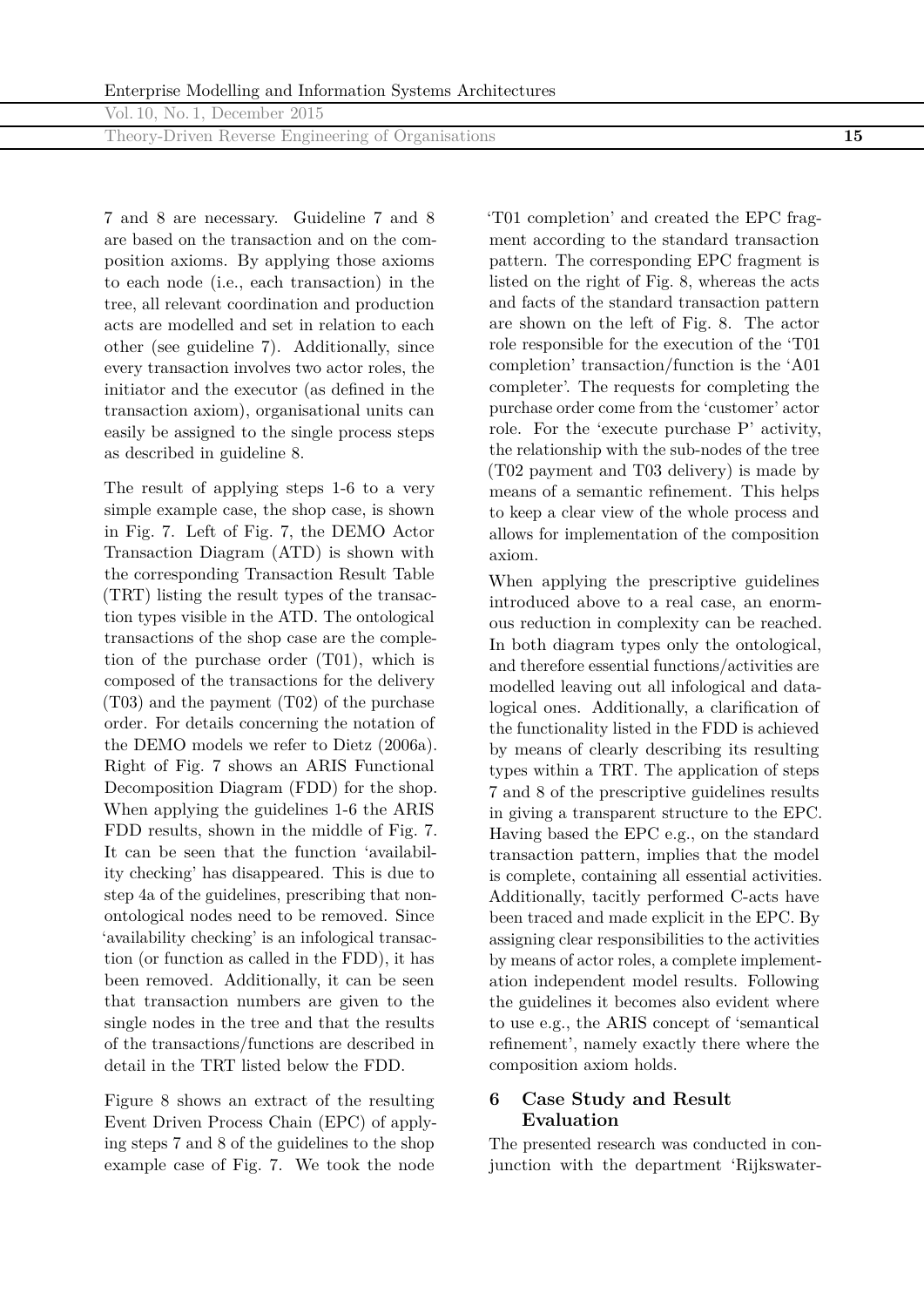7 and 8 are necessary. Guideline 7 and 8 are based on the transaction and on the composition axioms. By applying those axioms to each node (i.e., each transaction) in the tree, all relevant coordination and production acts are modelled and set in relation to each other (see guideline 7). Additionally, since every transaction involves two actor roles, the initiator and the executor (as defined in the transaction axiom), organisational units can easily be assigned to the single process steps as described in guideline 8.

The result of applying steps 1-6 to a very simple example case, the shop case, is shown in Fig. 7. Left of Fig. 7, the DEMO Actor Transaction Diagram (ATD) is shown with the corresponding Transaction Result Table (TRT) listing the result types of the transaction types visible in the ATD. The ontological transactions of the shop case are the completion of the purchase order (T01), which is composed of the transactions for the delivery (T03) and the payment (T02) of the purchase order. For details concerning the notation of the DEMO models we refer to Dietz (2006a). Right of Fig. 7 shows an ARIS Functional Decomposition Diagram (FDD) for the shop. When applying the guidelines 1-6 the ARIS FDD results, shown in the middle of Fig. 7. It can be seen that the function 'availability checking' has disappeared. This is due to step 4a of the guidelines, prescribing that non-ontological nodes need to be removed. Since 'availability checking' is an infological transaction (or function as called in the FDD), it has been removed. Additionally, it can be seen that transaction numbers are given to the single nodes in the tree and that the results of the transactions/functions are described in detail in the TRT listed below the FDD.

Figure 8 shows an extract of the resulting Event Driven Process Chain (EPC) of applying steps 7 and 8 of the guidelines to the shop example case of Fig. 7. We took the node 'T01 completion' and created the EPC fragment according to the standard transaction pattern. The corresponding EPC fragment is listed on the right of Fig. 8, whereas the acts and facts of the standard transaction pattern are shown on the left of Fig. 8. The actor role responsible for the execution of the 'T01 completion' transaction/function is the 'A01 completer'. The requests for completing the purchase order come from the 'customer' actor role. For the 'execute purchase P' activity, the relationship with the sub-nodes of the tree (T02 payment and T03 delivery) is made by means of a semantic refinement. This helps to keep a clear view of the whole process and allows for implementation of the composition axiom.

When applying the prescriptive guidelines introduced above to a real case, an enormous reduction in complexity can be reached. In both diagram types only the ontological, and therefore essential functions/activities are modelled leaving out all infological and datalogical ones. Additionally, a clarification of the functionality listed in the FDD is achieved by means of clearly describing its resulting types within a TRT. The application of steps 7 and 8 of the prescriptive guidelines results in giving a transparent structure to the EPC. Having based the EPC e.g., on the standard transaction pattern, implies that the model is complete, containing all essential activities. Additionally, tacitly performed C-acts have been traced and made explicit in the EPC. By assigning clear responsibilities to the activities by means of actor roles, a complete implementation independent model results. Following the guidelines it becomes also evident where to use e.g., the ARIS concept of 'semantical refinement', namely exactly there where the composition axiom holds.

## 6 Case Study and Result Evaluation

The presented research was conducted in conjunction with the department 'Rijkswater-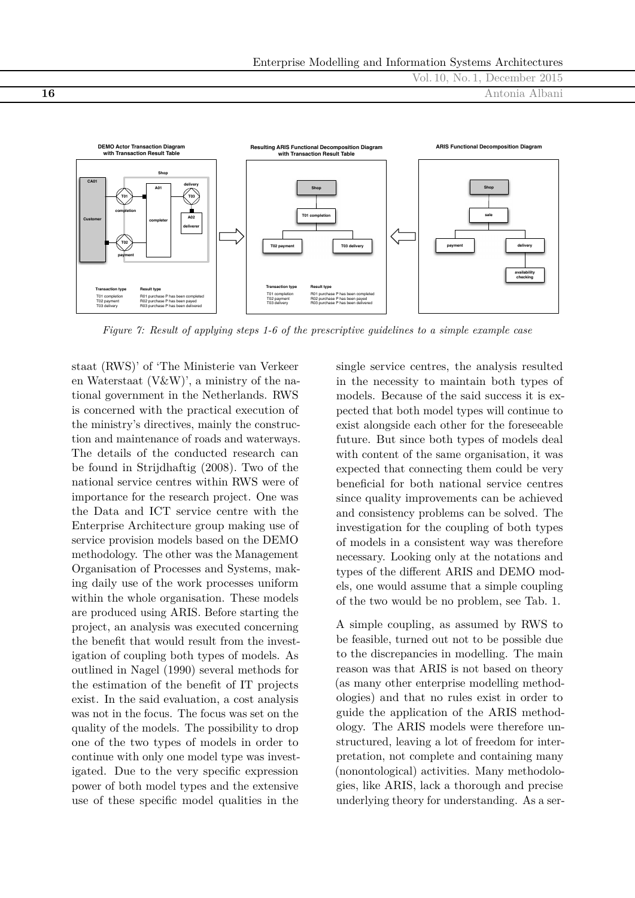DEMO Actor Transaction Diagram with Transaction Result Table

Shop

CA01

Customer

T01

completion

A01

completer

delivery

T03

A02

deliverer

T02

payment

Transaction type | Result type
T01 completion | R01 purchase P has been completed
T02 payment | R02 purchase P has been payed
T03 delivery | R03 purchase P has been delivered

Resulting ARIS Functional Decomposition Diagram with Transaction Result Table

Shop

T01 completion

T02 payment

T03 delivery

Transaction type | Result type
T01 completion | R01 purchase P has been completed
T02 payment | R02 purchase P has been payed
T03 delivery | R03 purchase P has been delivered

ARIS Functional Decomposition Diagram

Shop

sale

payment

delivery

availability checking

*Figure 7: Result of applying steps 1-6 of the prescriptive guidelines to a simple example case*

staat (RWS)' of 'The Ministerie van Verkeer en Waterstaat (V&W)', a ministry of the national government in the Netherlands. RWS is concerned with the practical execution of the ministry's directives, mainly the construction and maintenance of roads and waterways. The details of the conducted research can be found in Strijdhaftig (2008). Two of the national service centres within RWS were of importance for the research project. One was the Data and ICT service centre with the Enterprise Architecture group making use of service provision models based on the DEMO methodology. The other was the Management Organisation of Processes and Systems, making daily use of the work processes uniform within the whole organisation. These models are produced using ARIS. Before starting the project, an analysis was executed concerning the benefit that would result from the investigation of coupling both types of models. As outlined in Nagel (1990) several methods for the estimation of the benefit of IT projects exist. In the said evaluation, a cost analysis was not in the focus. The focus was set on the quality of the models. The possibility to drop one of the two types of models in order to continue with only one model type was investigated. Due to the very specific expression power of both model types and the extensive use of these specific model qualities in the single service centres, the analysis resulted in the necessity to maintain both types of models. Because of the said success it is expected that both model types will continue to exist alongside each other for the foreseeable future. But since both types of models deal with content of the same organisation, it was expected that connecting them could be very beneficial for both national service centres since quality improvements can be achieved and consistency problems can be solved. The investigation for the coupling of both types of models in a consistent way was therefore necessary. Looking only at the notations and types of the different ARIS and DEMO models, one would assume that a simple coupling of the two would be no problem, see Tab. 1.

A simple coupling, as assumed by RWS to be feasible, turned out not to be possible due to the discrepancies in modelling. The main reason was that ARIS is not based on theory (as many other enterprise modelling methodologies) and that no rules exist in order to guide the application of the ARIS methodology. The ARIS models were therefore unstructured, leaving a lot of freedom for interpretation, not complete and containing many (nonontological) activities. Many methodologies, like ARIS, lack a thorough and precise underlying theory for understanding. As a ser-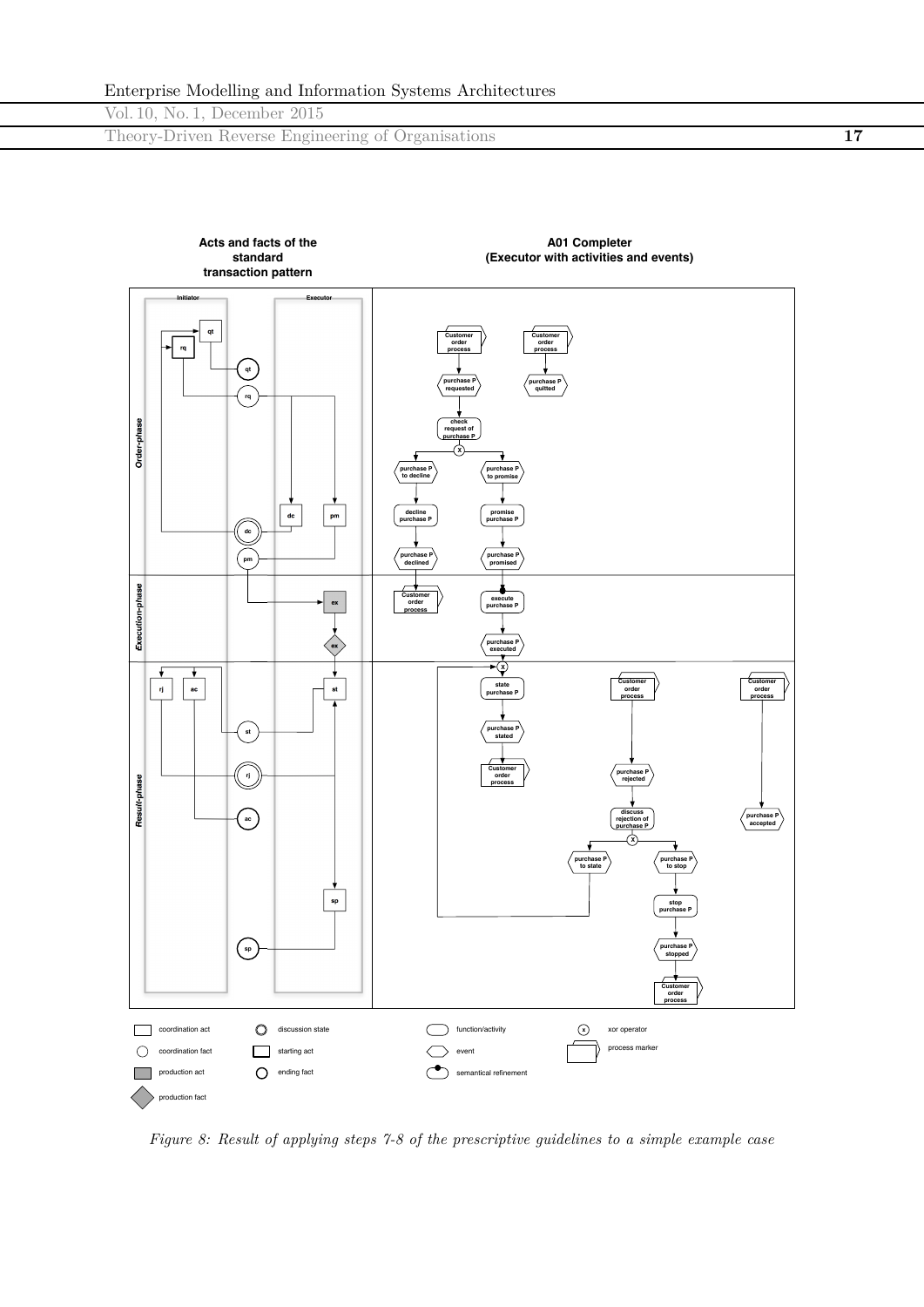Acts and facts of the standard transaction pattern

A01 Completer (Executor with activities and events)

Initiator

Executor

Order-phase

Execution-phase

Result-phase

qt

rq

dc

pm

ex

rj

ac

st

sp

Customer order process

purchase P requested

purchase P quitted

check request of purchase P

purchase P to decline

purchase P to promise

decline purchase P

promise purchase P

purchase P declined

purchase P promised

execute purchase P

purchase P executed

state purchase P

purchase P stated

purchase P rejected

purchase P accepted

discuss rejection of purchase P

purchase P to state

purchase P to stop

stop purchase P

purchase P stopped

coordination act

coordination fact

production act

production fact

discussion state

starting act

ending fact

function/activity

event

semantical refinement

xor operator

process marker

*Figure 8: Result of applying steps 7-8 of the prescriptive guidelines to a simple example case*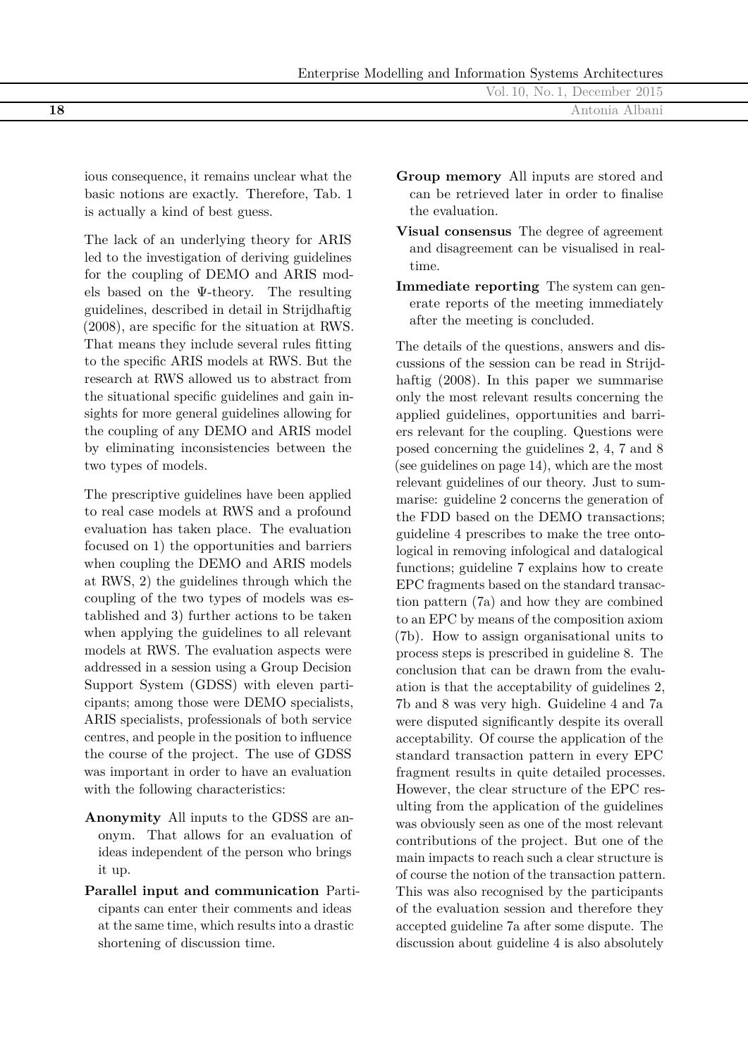ious consequence, it remains unclear what the basic notions are exactly. Therefore, Tab. 1 is actually a kind of best guess.

The lack of an underlying theory for ARIS led to the investigation of deriving guidelines for the coupling of DEMO and ARIS models based on the Ψ-theory. The resulting guidelines, described in detail in Strijdhaftig (2008), are specific for the situation at RWS. That means they include several rules fitting to the specific ARIS models at RWS. But the research at RWS allowed us to abstract from the situational specific guidelines and gain insights for more general guidelines allowing for the coupling of any DEMO and ARIS model by eliminating inconsistencies between the two types of models.

The prescriptive guidelines have been applied to real case models at RWS and a profound evaluation has taken place. The evaluation focused on 1) the opportunities and barriers when coupling the DEMO and ARIS models at RWS, 2) the guidelines through which the coupling of the two types of models was established and 3) further actions to be taken when applying the guidelines to all relevant models at RWS. The evaluation aspects were addressed in a session using a Group Decision Support System (GDSS) with eleven participants; among those were DEMO specialists, ARIS specialists, professionals of both service centres, and people in the position to influence the course of the project. The use of GDSS was important in order to have an evaluation with the following characteristics:

**Anonymity** All inputs to the GDSS are anonym. That allows for an evaluation of ideas independent of the person who brings it up.

**Parallel input and communication** Participants can enter their comments and ideas at the same time, which results into a drastic shortening of discussion time.

**Group memory** All inputs are stored and can be retrieved later in order to finalise the evaluation.

**Visual consensus** The degree of agreement and disagreement can be visualised in real-time.

**Immediate reporting** The system can generate reports of the meeting immediately after the meeting is concluded.

The details of the questions, answers and discussions of the session can be read in Strijdhaftig (2008). In this paper we summarise only the most relevant results concerning the applied guidelines, opportunities and barriers relevant for the coupling. Questions were posed concerning the guidelines 2, 4, 7 and 8 (see guidelines on page 14), which are the most relevant guidelines of our theory. Just to summarise: guideline 2 concerns the generation of the FDD based on the DEMO transactions; guideline 4 prescribes to make the tree ontological in removing infological and datalogical functions; guideline 7 explains how to create EPC fragments based on the standard transaction pattern (7a) and how they are combined to an EPC by means of the composition axiom (7b). How to assign organisational units to process steps is prescribed in guideline 8. The conclusion that can be drawn from the evaluation is that the acceptability of guidelines 2, 7b and 8 was very high. Guideline 4 and 7a were disputed significantly despite its overall acceptability. Of course the application of the standard transaction pattern in every EPC fragment results in quite detailed processes. However, the clear structure of the EPC resulting from the application of the guidelines was obviously seen as one of the most relevant contributions of the project. But one of the main impacts to reach such a clear structure is of course the notion of the transaction pattern. This was also recognised by the participants of the evaluation session and therefore they accepted guideline 7a after some dispute. The discussion about guideline 4 is also absolutely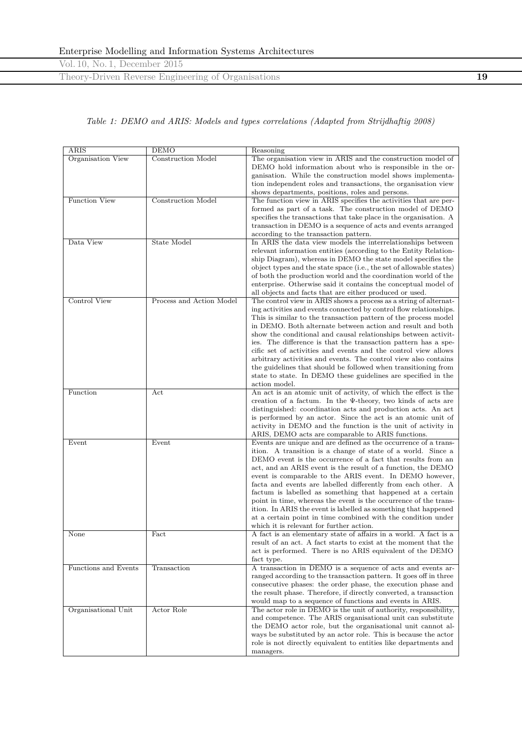*Table 1: DEMO and ARIS: Models and types correlations (Adapted from Strijdhaftig 2008)*

| ARIS | DEMO | Reasoning |
|---|---|---|
| Organisation View | Construction Model | The organisation view in ARIS and the construction model of DEMO hold information about who is responsible in the organisation. While the construction model shows implementation independent roles and transactions, the organisation view shows departments, positions, roles and persons. |
| Function View | Construction Model | The function view in ARIS specifies the activities that are performed as part of a task. The construction model of DEMO specifies the transactions that take place in the organisation. A transaction in DEMO is a sequence of acts and events arranged according to the transaction pattern. |
| Data View | State Model | In ARIS the data view models the interrelationships between relevant information entities (according to the Entity Relationship Diagram), whereas in DEMO the state model specifies the object types and the state space (i.e., the set of allowable states) of both the production world and the coordination world of the enterprise. Otherwise said it contains the conceptual model of all objects and facts that are either produced or used. |
| Control View | Process and Action Model | The control view in ARIS shows a process as a string of alternating activities and events connected by control flow relationships. This is similar to the transaction pattern of the process model in DEMO. Both alternate between action and result and both show the conditional and causal relationships between activities. The difference is that the transaction pattern has a specific set of activities and events and the control view allows arbitrary activities and events. The control view also contains the guidelines that should be followed when transitioning from state to state. In DEMO these guidelines are specified in the action model. |
| Function | Act | An act is an atomic unit of activity, of which the effect is the creation of a factum. In the Ψ-theory, two kinds of acts are distinguished: coordination acts and production acts. An act is performed by an actor. Since the act is an atomic unit of activity in DEMO and the function is the unit of activity in ARIS, DEMO acts are comparable to ARIS functions. |
| Event | Event | Events are unique and are defined as the occurrence of a transition. A transition is a change of state of a world. Since a DEMO event is the occurrence of a fact that results from an act, and an ARIS event is the result of a function, the DEMO event is comparable to the ARIS event. In DEMO however, facta and events are labelled differently from each other. A factum is labelled as something that happened at a certain point in time, whereas the event is the occurrence of the transition. In ARIS the event is labelled as something that happened at a certain point in time combined with the condition under which it is relevant for further action. |
| None | Fact | A fact is an elementary state of affairs in a world. A fact is a result of an act. A fact starts to exist at the moment that the act is performed. There is no ARIS equivalent of the DEMO fact type. |
| Functions and Events | Transaction | A transaction in DEMO is a sequence of acts and events arranged according to the transaction pattern. It goes off in three consecutive phases: the order phase, the execution phase and the result phase. Therefore, if directly converted, a transaction would map to a sequence of functions and events in ARIS. |
| Organisational Unit | Actor Role | The actor role in DEMO is the unit of authority, responsibility, and competence. The ARIS organisational unit can substitute the DEMO actor role, but the organisational unit cannot always be substituted by an actor role. This is because the actor role is not directly equivalent to entities like departments and managers. |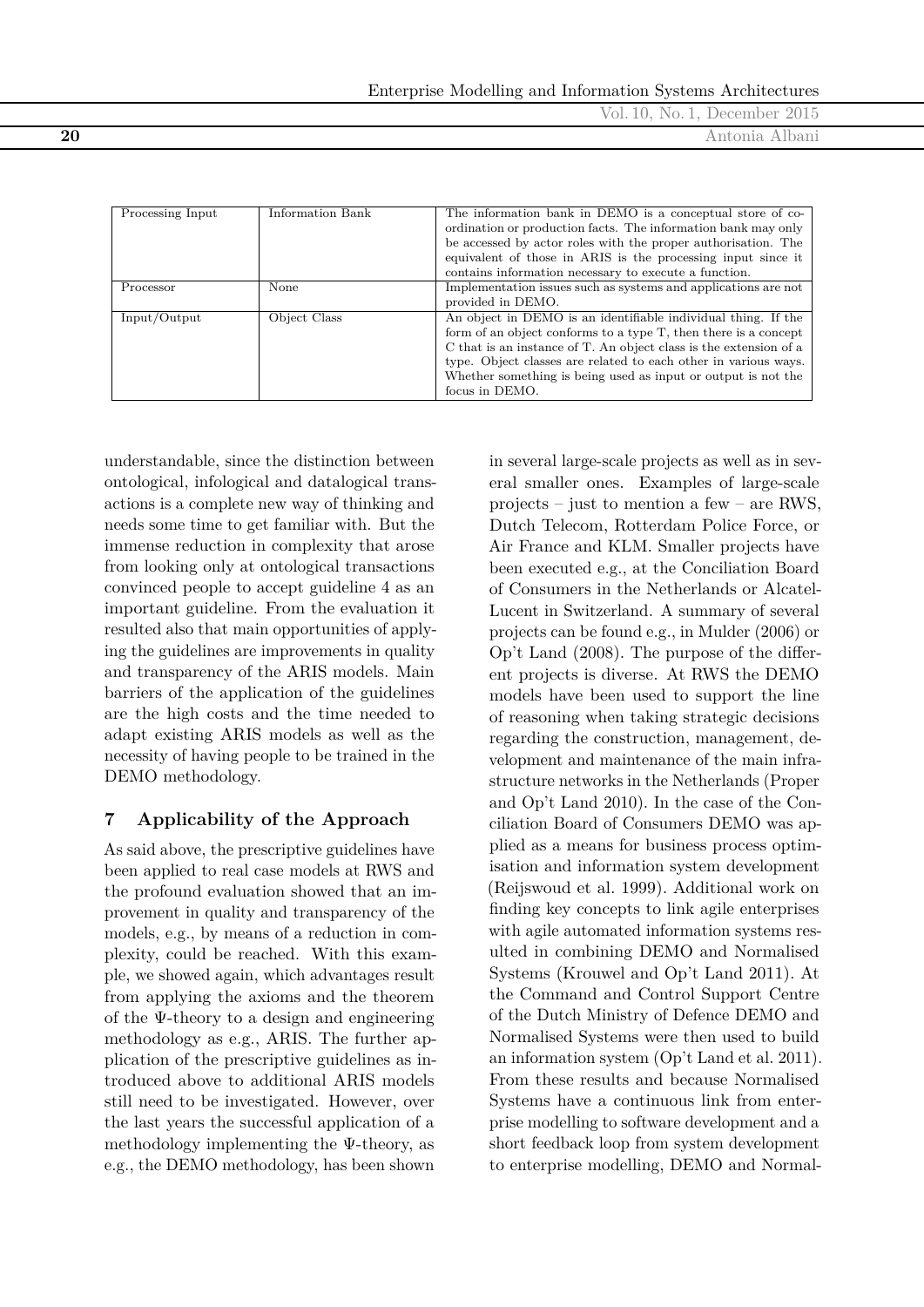| | | |
|---|---|---|
| Processing Input | Information Bank | The information bank in DEMO is a conceptual store of co-ordination or production facts. The information bank may only be accessed by actor roles with the proper authorisation. The equivalent of those in ARIS is the processing input since it contains information necessary to execute a function. |
| Processor | None | Implementation issues such as systems and applications are not provided in DEMO. |
| Input/Output | Object Class | An object in DEMO is an identifiable individual thing. If the form of an object conforms to a type T, then there is a concept C that is an instance of T. An object class is the extension of a type. Object classes are related to each other in various ways. Whether something is being used as input or output is not the focus in DEMO. |

understandable, since the distinction between ontological, infological and datalogical transactions is a complete new way of thinking and needs some time to get familiar with. But the immense reduction in complexity that arose from looking only at ontological transactions convinced people to accept guideline 4 as an important guideline. From the evaluation it resulted also that main opportunities of applying the guidelines are improvements in quality and transparency of the ARIS models. Main barriers of the application of the guidelines are the high costs and the time needed to adapt existing ARIS models as well as the necessity of having people to be trained in the DEMO methodology.

## 7 Applicability of the Approach

As said above, the prescriptive guidelines have been applied to real case models at RWS and the profound evaluation showed that an improvement in quality and transparency of the models, e.g., by means of a reduction in complexity, could be reached. With this example, we showed again, which advantages result from applying the axioms and the theorem of the Ψ-theory to a design and engineering methodology as e.g., ARIS. The further application of the prescriptive guidelines as introduced above to additional ARIS models still need to be investigated. However, over the last years the successful application of a methodology implementing the Ψ-theory, as e.g., the DEMO methodology, has been shown in several large-scale projects as well as in several smaller ones. Examples of large-scale projects – just to mention a few – are RWS, Dutch Telecom, Rotterdam Police Force, or Air France and KLM. Smaller projects have been executed e.g., at the Conciliation Board of Consumers in the Netherlands or Alcatel-Lucent in Switzerland. A summary of several projects can be found e.g., in Mulder (2006) or Op't Land (2008). The purpose of the different projects is diverse. At RWS the DEMO models have been used to support the line of reasoning when taking strategic decisions regarding the construction, management, development and maintenance of the main infrastructure networks in the Netherlands (Proper and Op't Land 2010). In the case of the Conciliation Board of Consumers DEMO was applied as a means for business process optimisation and information system development (Reijswoud et al. 1999). Additional work on finding key concepts to link agile enterprises with agile automated information systems resulted in combining DEMO and Normalised Systems (Krouwel and Op't Land 2011). At the Command and Control Support Centre of the Dutch Ministry of Defence DEMO and Normalised Systems were then used to build an information system (Op't Land et al. 2011). From these results and because Normalised Systems have a continuous link from enterprise modelling to software development and a short feedback loop from system development to enterprise modelling, DEMO and Normal-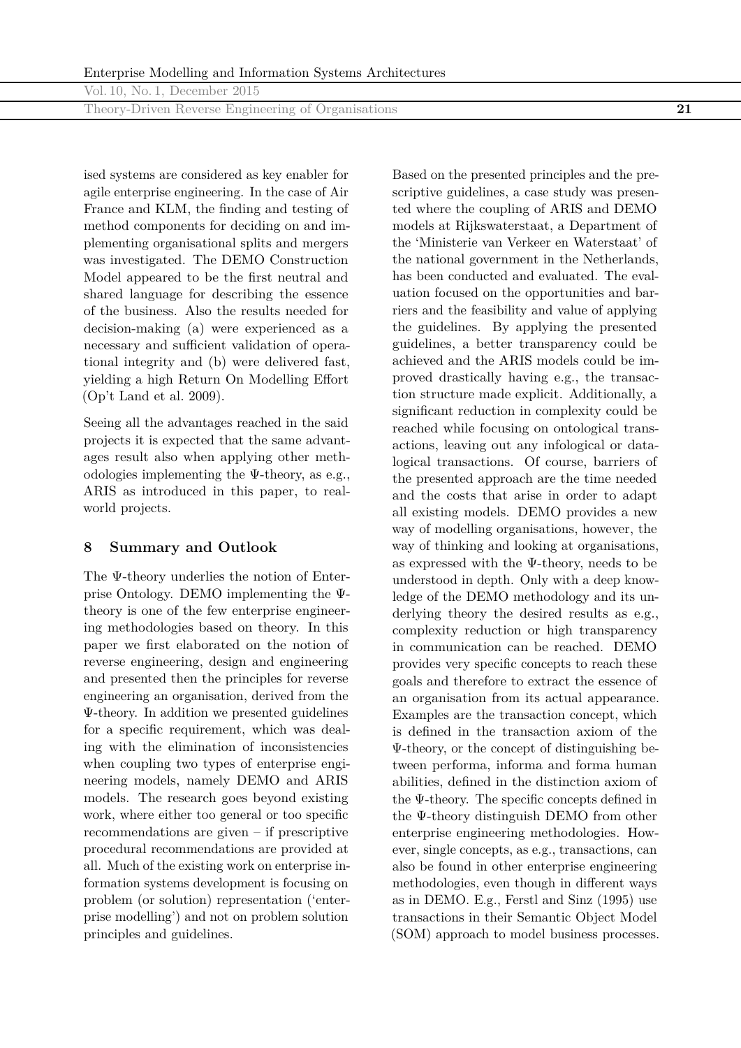ised systems are considered as key enabler for agile enterprise engineering. In the case of Air France and KLM, the finding and testing of method components for deciding on and implementing organisational splits and mergers was investigated. The DEMO Construction Model appeared to be the first neutral and shared language for describing the essence of the business. Also the results needed for decision-making (a) were experienced as a necessary and sufficient validation of operational integrity and (b) were delivered fast, yielding a high Return On Modelling Effort (Op't Land et al. 2009).

Seeing all the advantages reached in the said projects it is expected that the same advantages result also when applying other methodologies implementing the Ψ-theory, as e.g., ARIS as introduced in this paper, to real-world projects.

## 8 Summary and Outlook

The Ψ-theory underlies the notion of Enterprise Ontology. DEMO implementing the Ψ-theory is one of the few enterprise engineering methodologies based on theory. In this paper we first elaborated on the notion of reverse engineering, design and engineering and presented then the principles for reverse engineering an organisation, derived from the Ψ-theory. In addition we presented guidelines for a specific requirement, which was dealing with the elimination of inconsistencies when coupling two types of enterprise engineering models, namely DEMO and ARIS models. The research goes beyond existing work, where either too general or too specific recommendations are given – if prescriptive procedural recommendations are provided at all. Much of the existing work on enterprise information systems development is focusing on problem (or solution) representation ('enterprise modelling') and not on problem solution principles and guidelines.

Based on the presented principles and the prescriptive guidelines, a case study was presented where the coupling of ARIS and DEMO models at Rijkswaterstaat, a Department of the 'Ministerie van Verkeer en Waterstaat' of the national government in the Netherlands, has been conducted and evaluated. The evaluation focused on the opportunities and barriers and the feasibility and value of applying the guidelines. By applying the presented guidelines, a better transparency could be achieved and the ARIS models could be improved drastically having e.g., the transaction structure made explicit. Additionally, a significant reduction in complexity could be reached while focusing on ontological transactions, leaving out any infological or datalogical transactions. Of course, barriers of the presented approach are the time needed and the costs that arise in order to adapt all existing models. DEMO provides a new way of modelling organisations, however, the way of thinking and looking at organisations, as expressed with the Ψ-theory, needs to be understood in depth. Only with a deep knowledge of the DEMO methodology and its underlying theory the desired results as e.g., complexity reduction or high transparency in communication can be reached. DEMO provides very specific concepts to reach these goals and therefore to extract the essence of an organisation from its actual appearance. Examples are the transaction concept, which is defined in the transaction axiom of the Ψ-theory, or the concept of distinguishing between performa, informa and forma human abilities, defined in the distinction axiom of the Ψ-theory. The specific concepts defined in the Ψ-theory distinguish DEMO from other enterprise engineering methodologies. However, single concepts, as e.g., transactions, can also be found in other enterprise engineering methodologies, even though in different ways as in DEMO. E.g., Ferstl and Sinz (1995) use transactions in their Semantic Object Model (SOM) approach to model business processes.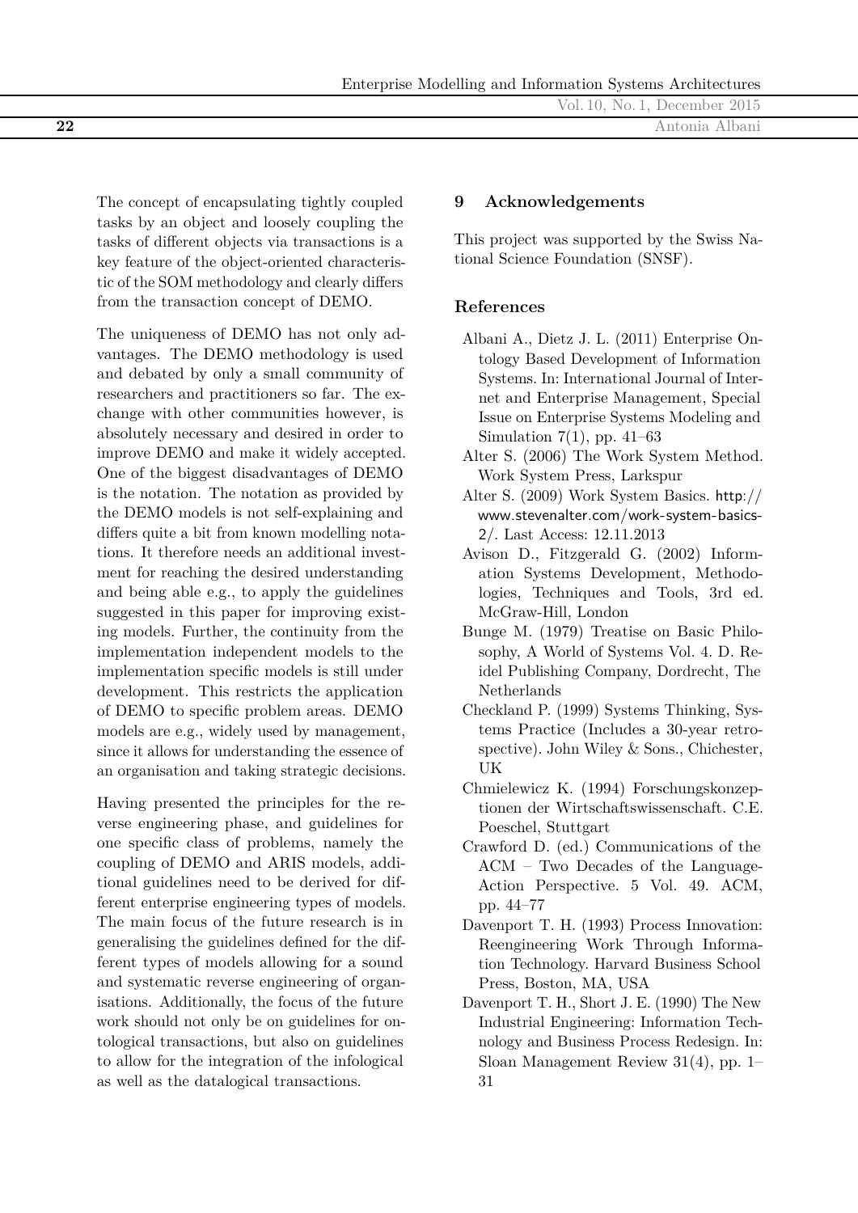The concept of encapsulating tightly coupled tasks by an object and loosely coupling the tasks of different objects via transactions is a key feature of the object-oriented characteristic of the SOM methodology and clearly differs from the transaction concept of DEMO.

The uniqueness of DEMO has not only advantages. The DEMO methodology is used and debated by only a small community of researchers and practitioners so far. The exchange with other communities however, is absolutely necessary and desired in order to improve DEMO and make it widely accepted. One of the biggest disadvantages of DEMO is the notation. The notation as provided by the DEMO models is not self-explaining and differs quite a bit from known modelling notations. It therefore needs an additional investment for reaching the desired understanding and being able e.g., to apply the guidelines suggested in this paper for improving existing models. Further, the continuity from the implementation independent models to the implementation specific models is still under development. This restricts the application of DEMO to specific problem areas. DEMO models are e.g., widely used by management, since it allows for understanding the essence of an organisation and taking strategic decisions.

Having presented the principles for the reverse engineering phase, and guidelines for one specific class of problems, namely the coupling of DEMO and ARIS models, additional guidelines need to be derived for different enterprise engineering types of models. The main focus of the future research is in generalising the guidelines defined for the different types of models allowing for a sound and systematic reverse engineering of organisations. Additionally, the focus of the future work should not only be on guidelines for ontological transactions, but also on guidelines to allow for the integration of the infological as well as the datalogical transactions.

## 9 Acknowledgements

This project was supported by the Swiss National Science Foundation (SNSF).

## References

Albani A., Dietz J. L. (2011) Enterprise Ontology Based Development of Information Systems. In: International Journal of Internet and Enterprise Management, Special Issue on Enterprise Systems Modeling and Simulation 7(1), pp. 41–63

Alter S. (2006) The Work System Method. Work System Press, Larkspur

Alter S. (2009) Work System Basics. http://www.stevenalter.com/work-system-basics-2/. Last Access: 12.11.2013

Avison D., Fitzgerald G. (2002) Information Systems Development, Methodologies, Techniques and Tools, 3rd ed. McGraw-Hill, London

Bunge M. (1979) Treatise on Basic Philosophy, A World of Systems Vol. 4. D. Reidel Publishing Company, Dordrecht, The Netherlands

Checkland P. (1999) Systems Thinking, Systems Practice (Includes a 30-year retrospective). John Wiley & Sons., Chichester, UK

Chmielewicz K. (1994) Forschungskonzeptionen der Wirtschaftswissenschaft. C.E. Poeschel, Stuttgart

Crawford D. (ed.) Communications of the ACM – Two Decades of the Language-Action Perspective. 5 Vol. 49. ACM, pp. 44–77

Davenport T. H. (1993) Process Innovation: Reengineering Work Through Information Technology. Harvard Business School Press, Boston, MA, USA

Davenport T. H., Short J. E. (1990) The New Industrial Engineering: Information Technology and Business Process Redesign. In: Sloan Management Review 31(4), pp. 1–31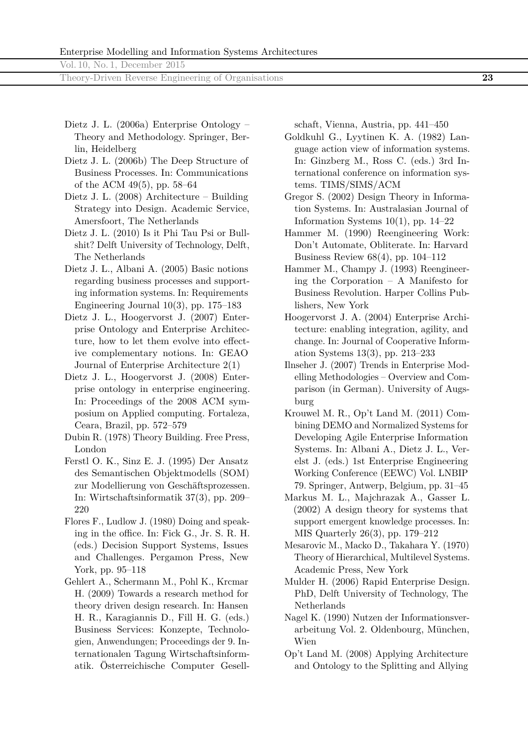Dietz J. L. (2006a) Enterprise Ontology – Theory and Methodology. Springer, Berlin, Heidelberg

Dietz J. L. (2006b) The Deep Structure of Business Processes. In: Communications of the ACM 49(5), pp. 58–64

Dietz J. L. (2008) Architecture – Building Strategy into Design. Academic Service, Amersfoort, The Netherlands

Dietz J. L. (2010) Is it Phi Tau Psi or Bullshit? Delft University of Technology, Delft, The Netherlands

Dietz J. L., Albani A. (2005) Basic notions regarding business processes and supporting information systems. In: Requirements Engineering Journal 10(3), pp. 175–183

Dietz J. L., Hoogervorst J. (2007) Enterprise Ontology and Enterprise Architecture, how to let them evolve into effective complementary notions. In: GEAO Journal of Enterprise Architecture 2(1)

Dietz J. L., Hoogervorst J. (2008) Enterprise ontology in enterprise engineering. In: Proceedings of the 2008 ACM symposium on Applied computing. Fortaleza, Ceara, Brazil, pp. 572–579

Dubin R. (1978) Theory Building. Free Press, London

Ferstl O. K., Sinz E. J. (1995) Der Ansatz des Semantischen Objektmodells (SOM) zur Modellierung von Geschäftsprozessen. In: Wirtschaftsinformatik 37(3), pp. 209–220

Flores F., Ludlow J. (1980) Doing and speaking in the office. In: Fick G., Jr. S. R. H. (eds.) Decision Support Systems, Issues and Challenges. Pergamon Press, New York, pp. 95–118

Gehlert A., Schermann M., Pohl K., Krcmar H. (2009) Towards a research method for theory driven design research. In: Hansen H. R., Karagiannis D., Fill H. G. (eds.) Business Services: Konzepte, Technologien, Anwendungen; Proceedings der 9. Internationalen Tagung Wirtschaftsinformatik. Österreichische Computer Gesellschaft, Vienna, Austria, pp. 441–450

Goldkuhl G., Lyytinen K. A. (1982) Language action view of information systems. In: Ginzberg M., Ross C. (eds.) 3rd International conference on information systems. TIMS/SIMS/ACM

Gregor S. (2002) Design Theory in Information Systems. In: Australasian Journal of Information Systems 10(1), pp. 14–22

Hammer M. (1990) Reengineering Work: Don't Automate, Obliterate. In: Harvard Business Review 68(4), pp. 104–112

Hammer M., Champy J. (1993) Reengineering the Corporation – A Manifesto for Business Revolution. Harper Collins Publishers, New York

Hoogervorst J. A. (2004) Enterprise Architecture: enabling integration, agility, and change. In: Journal of Cooperative Information Systems 13(3), pp. 213–233

Ilnseher J. (2007) Trends in Enterprise Modelling Methodologies – Overview and Comparison (in German). University of Augsburg

Krouwel M. R., Op't Land M. (2011) Combining DEMO and Normalized Systems for Developing Agile Enterprise Information Systems. In: Albani A., Dietz J. L., Verelst J. (eds.) 1st Enterprise Engineering Working Conference (EEWC) Vol. LNBIP 79. Springer, Antwerp, Belgium, pp. 31–45

Markus M. L., Majchrazak A., Gasser L. (2002) A design theory for systems that support emergent knowledge processes. In: MIS Quarterly 26(3), pp. 179–212

Mesarovic M., Macko D., Takahara Y. (1970) Theory of Hierarchical, Multilevel Systems. Academic Press, New York

Mulder H. (2006) Rapid Enterprise Design. PhD, Delft University of Technology, The Netherlands

Nagel K. (1990) Nutzen der Informationsverarbeitung Vol. 2. Oldenbourg, München, Wien

Op't Land M. (2008) Applying Architecture and Ontology to the Splitting and Allying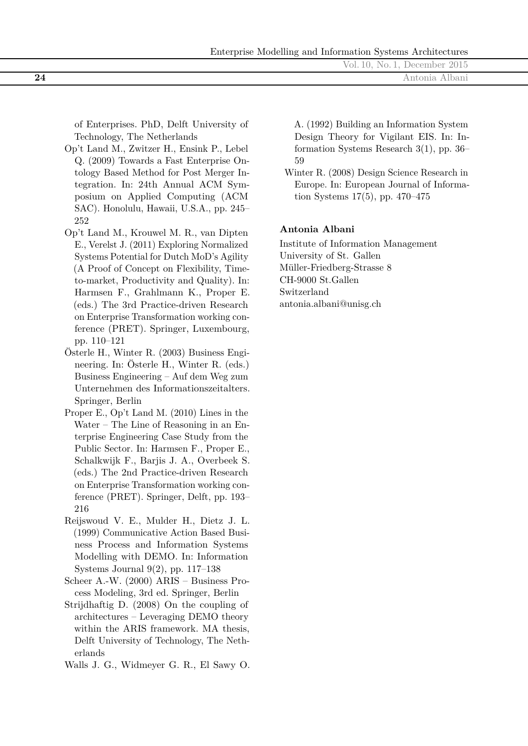of Enterprises. PhD, Delft University of Technology, The Netherlands

Op't Land M., Zwitzer H., Ensink P., Lebel Q. (2009) Towards a Fast Enterprise Ontology Based Method for Post Merger Integration. In: 24th Annual ACM Symposium on Applied Computing (ACM SAC). Honolulu, Hawaii, U.S.A., pp. 245–252

Op't Land M., Krouwel M. R., van Dipten E., Verelst J. (2011) Exploring Normalized Systems Potential for Dutch MoD's Agility (A Proof of Concept on Flexibility, Time-to-market, Productivity and Quality). In: Harmsen F., Grahlmann K., Proper E. (eds.) The 3rd Practice-driven Research on Enterprise Transformation working conference (PRET). Springer, Luxembourg, pp. 110–121

Österle H., Winter R. (2003) Business Engineering. In: Österle H., Winter R. (eds.) Business Engineering – Auf dem Weg zum Unternehmen des Informationszeitalters. Springer, Berlin

Proper E., Op't Land M. (2010) Lines in the Water – The Line of Reasoning in an Enterprise Engineering Case Study from the Public Sector. In: Harmsen F., Proper E., Schalkwijk F., Barjis J. A., Overbeek S. (eds.) The 2nd Practice-driven Research on Enterprise Transformation working conference (PRET). Springer, Delft, pp. 193–216

Reijswoud V. E., Mulder H., Dietz J. L. (1999) Communicative Action Based Business Process and Information Systems Modelling with DEMO. In: Information Systems Journal 9(2), pp. 117–138

Scheer A.-W. (2000) ARIS – Business Process Modeling, 3rd ed. Springer, Berlin

Strijdhaftig D. (2008) On the coupling of architectures – Leveraging DEMO theory within the ARIS framework. MA thesis, Delft University of Technology, The Netherlands

Walls J. G., Widmeyer G. R., El Sawy O. A. (1992) Building an Information System Design Theory for Vigilant EIS. In: Information Systems Research 3(1), pp. 36–59

Winter R. (2008) Design Science Research in Europe. In: European Journal of Information Systems 17(5), pp. 470–475

**Antonia Albani**

Institute of Information Management
University of St. Gallen
Müller-Friedberg-Strasse 8
CH-9000 St.Gallen
Switzerland
antonia.albani@unisg.ch